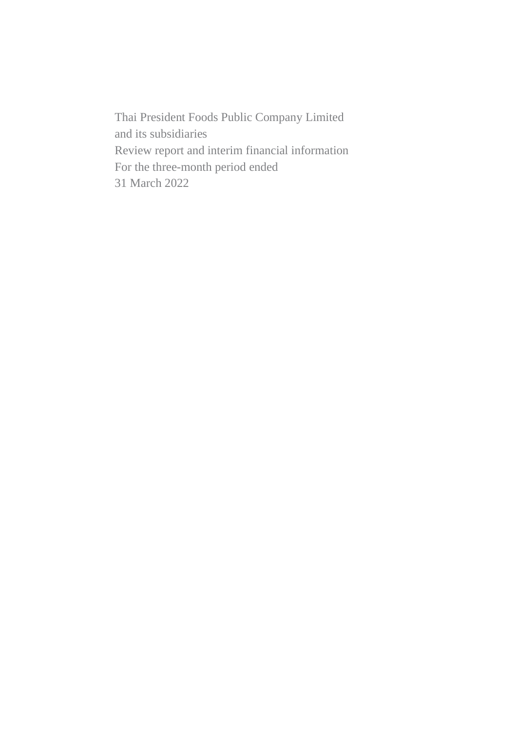Thai President Foods Public Company Limited
and its subsidiaries
Review report and interim financial information
For the three-month period ended
31 March 2022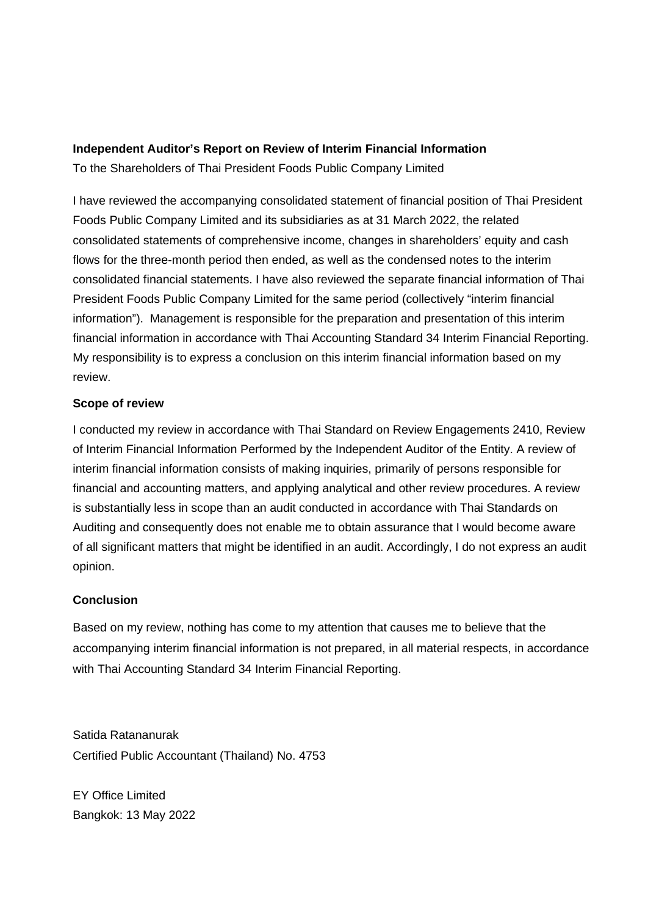**Independent Auditor's Report on Review of Interim Financial Information**

To the Shareholders of Thai President Foods Public Company Limited

I have reviewed the accompanying consolidated statement of financial position of Thai President Foods Public Company Limited and its subsidiaries as at 31 March 2022, the related consolidated statements of comprehensive income, changes in shareholders' equity and cash flows for the three-month period then ended, as well as the condensed notes to the interim consolidated financial statements. I have also reviewed the separate financial information of Thai President Foods Public Company Limited for the same period (collectively "interim financial information"). Management is responsible for the preparation and presentation of this interim financial information in accordance with Thai Accounting Standard 34 Interim Financial Reporting. My responsibility is to express a conclusion on this interim financial information based on my review.

**Scope of review**

I conducted my review in accordance with Thai Standard on Review Engagements 2410, Review of Interim Financial Information Performed by the Independent Auditor of the Entity. A review of interim financial information consists of making inquiries, primarily of persons responsible for financial and accounting matters, and applying analytical and other review procedures. A review is substantially less in scope than an audit conducted in accordance with Thai Standards on Auditing and consequently does not enable me to obtain assurance that I would become aware of all significant matters that might be identified in an audit. Accordingly, I do not express an audit opinion.

**Conclusion**

Based on my review, nothing has come to my attention that causes me to believe that the accompanying interim financial information is not prepared, in all material respects, in accordance with Thai Accounting Standard 34 Interim Financial Reporting.

Satida Ratananurak
Certified Public Accountant (Thailand) No. 4753

EY Office Limited
Bangkok: 13 May 2022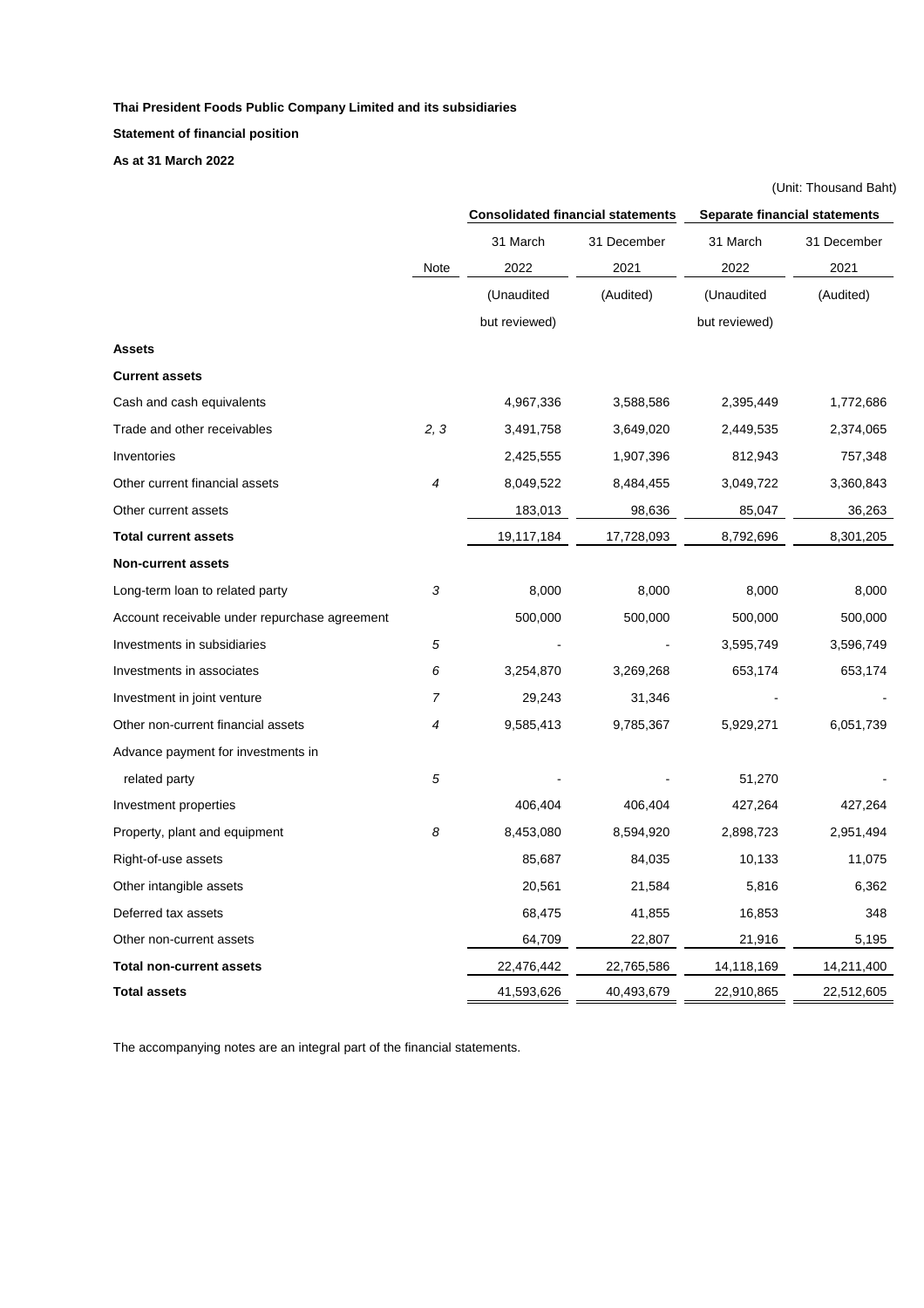**Thai President Foods Public Company Limited and its subsidiaries**

**Statement of financial position**

**As at 31 March 2022**

(Unit: Thousand Baht)

| | | Consolidated financial statements | | Separate financial statements | |
|---|---|---|---|---|---|
| | Note | 31 March 2022 | 31 December 2021 | 31 March 2022 | 31 December 2021 |
| | | (Unaudited but reviewed) | (Audited) | (Unaudited but reviewed) | (Audited) |
| **Assets** | | | | | |
| **Current assets** | | | | | |
| Cash and cash equivalents | | 4,967,336 | 3,588,586 | 2,395,449 | 1,772,686 |
| Trade and other receivables | 2, 3 | 3,491,758 | 3,649,020 | 2,449,535 | 2,374,065 |
| Inventories | | 2,425,555 | 1,907,396 | 812,943 | 757,348 |
| Other current financial assets | 4 | 8,049,522 | 8,484,455 | 3,049,722 | 3,360,843 |
| Other current assets | | 183,013 | 98,636 | 85,047 | 36,263 |
| **Total current assets** | | 19,117,184 | 17,728,093 | 8,792,696 | 8,301,205 |
| **Non-current assets** | | | | | |
| Long-term loan to related party | 3 | 8,000 | 8,000 | 8,000 | 8,000 |
| Account receivable under repurchase agreement | | 500,000 | 500,000 | 500,000 | 500,000 |
| Investments in subsidiaries | 5 | - | - | 3,595,749 | 3,596,749 |
| Investments in associates | 6 | 3,254,870 | 3,269,268 | 653,174 | 653,174 |
| Investment in joint venture | 7 | 29,243 | 31,346 | - | - |
| Other non-current financial assets | 4 | 9,585,413 | 9,785,367 | 5,929,271 | 6,051,739 |
| Advance payment for investments in related party | 5 | - | - | 51,270 | - |
| Investment properties | | 406,404 | 406,404 | 427,264 | 427,264 |
| Property, plant and equipment | 8 | 8,453,080 | 8,594,920 | 2,898,723 | 2,951,494 |
| Right-of-use assets | | 85,687 | 84,035 | 10,133 | 11,075 |
| Other intangible assets | | 20,561 | 21,584 | 5,816 | 6,362 |
| Deferred tax assets | | 68,475 | 41,855 | 16,853 | 348 |
| Other non-current assets | | 64,709 | 22,807 | 21,916 | 5,195 |
| **Total non-current assets** | | 22,476,442 | 22,765,586 | 14,118,169 | 14,211,400 |
| **Total assets** | | 41,593,626 | 40,493,679 | 22,910,865 | 22,512,605 |

The accompanying notes are an integral part of the financial statements.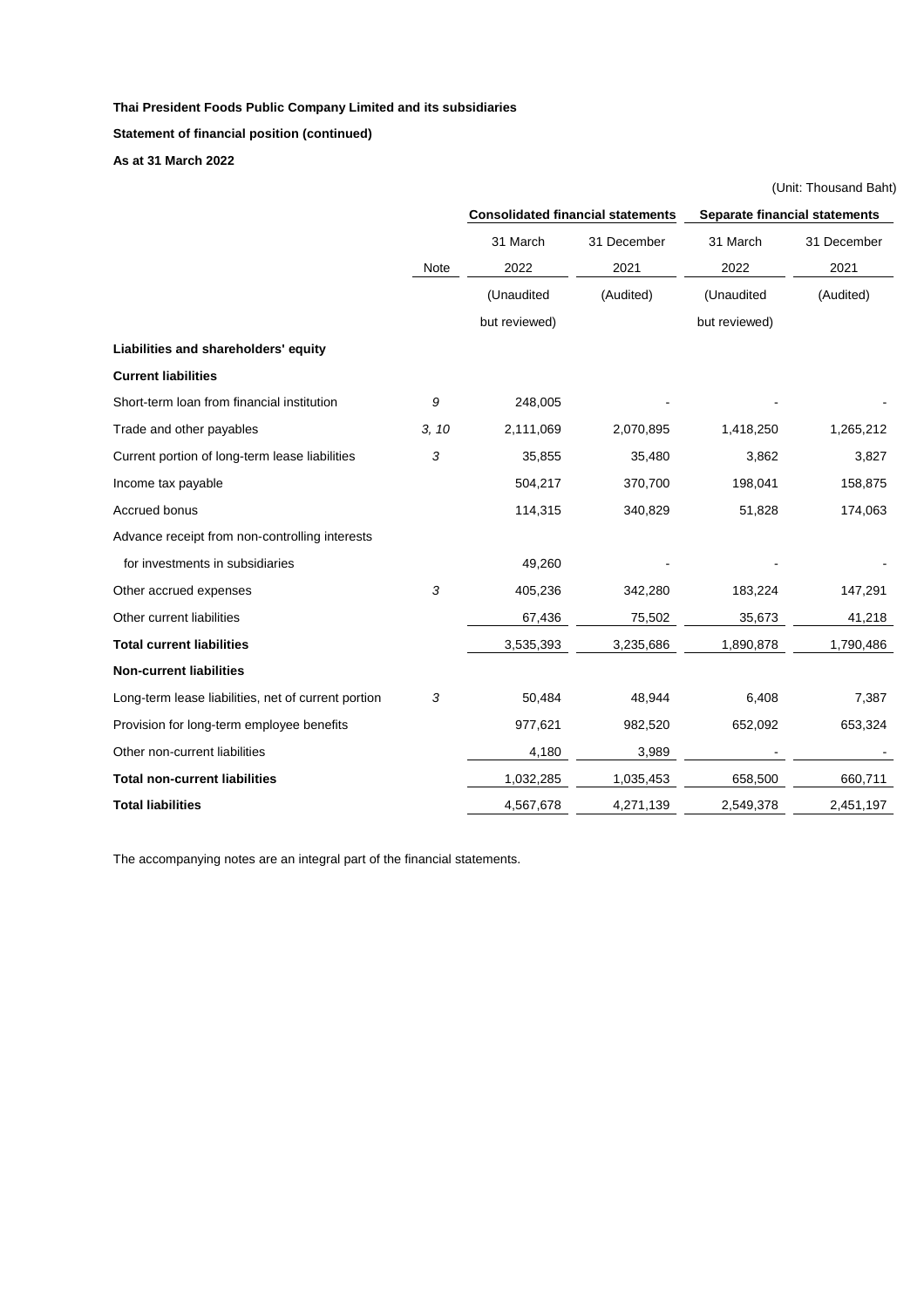**Thai President Foods Public Company Limited and its subsidiaries**

**Statement of financial position (continued)**

**As at 31 March 2022**

(Unit: Thousand Baht)

| | | Consolidated financial statements | | Separate financial statements | |
|---|---|---|---|---|---|
| | Note | 31 March 2022 | 31 December 2021 | 31 March 2022 | 31 December 2021 |
| | | (Unaudited but reviewed) | (Audited) | (Unaudited but reviewed) | (Audited) |
| **Liabilities and shareholders' equity** | | | | | |
| **Current liabilities** | | | | | |
| Short-term loan from financial institution | *9* | 248,005 | - | - | - |
| Trade and other payables | *3, 10* | 2,111,069 | 2,070,895 | 1,418,250 | 1,265,212 |
| Current portion of long-term lease liabilities | *3* | 35,855 | 35,480 | 3,862 | 3,827 |
| Income tax payable | | 504,217 | 370,700 | 198,041 | 158,875 |
| Accrued bonus | | 114,315 | 340,829 | 51,828 | 174,063 |
| Advance receipt from non-controlling interests for investments in subsidiaries | | 49,260 | - | - | - |
| Other accrued expenses | *3* | 405,236 | 342,280 | 183,224 | 147,291 |
| Other current liabilities | | 67,436 | 75,502 | 35,673 | 41,218 |
| **Total current liabilities** | | 3,535,393 | 3,235,686 | 1,890,878 | 1,790,486 |
| **Non-current liabilities** | | | | | |
| Long-term lease liabilities, net of current portion | *3* | 50,484 | 48,944 | 6,408 | 7,387 |
| Provision for long-term employee benefits | | 977,621 | 982,520 | 652,092 | 653,324 |
| Other non-current liabilities | | 4,180 | 3,989 | - | - |
| **Total non-current liabilities** | | 1,032,285 | 1,035,453 | 658,500 | 660,711 |
| **Total liabilities** | | 4,567,678 | 4,271,139 | 2,549,378 | 2,451,197 |

The accompanying notes are an integral part of the financial statements.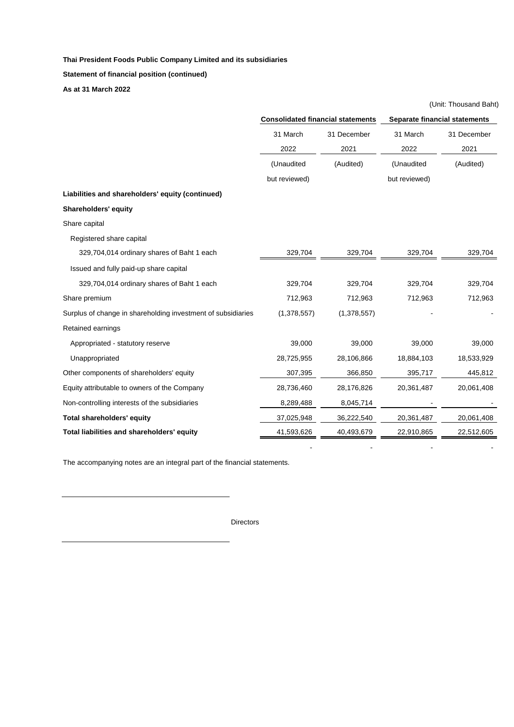**Thai President Foods Public Company Limited and its subsidiaries**

**Statement of financial position (continued)**

**As at 31 March 2022**

(Unit: Thousand Baht)

| | Consolidated financial statements | | Separate financial statements | |
|---|---|---|---|---|
| | 31 March 2022 (Unaudited but reviewed) | 31 December 2021 (Audited) | 31 March 2022 (Unaudited but reviewed) | 31 December 2021 (Audited) |
| **Liabilities and shareholders' equity (continued)** | | | | |
| **Shareholders' equity** | | | | |
| Share capital | | | | |
| Registered share capital | | | | |
| 329,704,014 ordinary shares of Baht 1 each | 329,704 | 329,704 | 329,704 | 329,704 |
| Issued and fully paid-up share capital | | | | |
| 329,704,014 ordinary shares of Baht 1 each | 329,704 | 329,704 | 329,704 | 329,704 |
| Share premium | 712,963 | 712,963 | 712,963 | 712,963 |
| Surplus of change in shareholding investment of subsidiaries | (1,378,557) | (1,378,557) | - | - |
| Retained earnings | | | | |
| Appropriated - statutory reserve | 39,000 | 39,000 | 39,000 | 39,000 |
| Unappropriated | 28,725,955 | 28,106,866 | 18,884,103 | 18,533,929 |
| Other components of shareholders' equity | 307,395 | 366,850 | 395,717 | 445,812 |
| Equity attributable to owners of the Company | 28,736,460 | 28,176,826 | 20,361,487 | 20,061,408 |
| Non-controlling interests of the subsidiaries | 8,289,488 | 8,045,714 | - | - |
| **Total shareholders' equity** | 37,025,948 | 36,222,540 | 20,361,487 | 20,061,408 |
| **Total liabilities and shareholders' equity** | 41,593,626 | 40,493,679 | 22,910,865 | 22,512,605 |
| | - | - | - | - |

The accompanying notes are an integral part of the financial statements.

........................................................................

Directors

........................................................................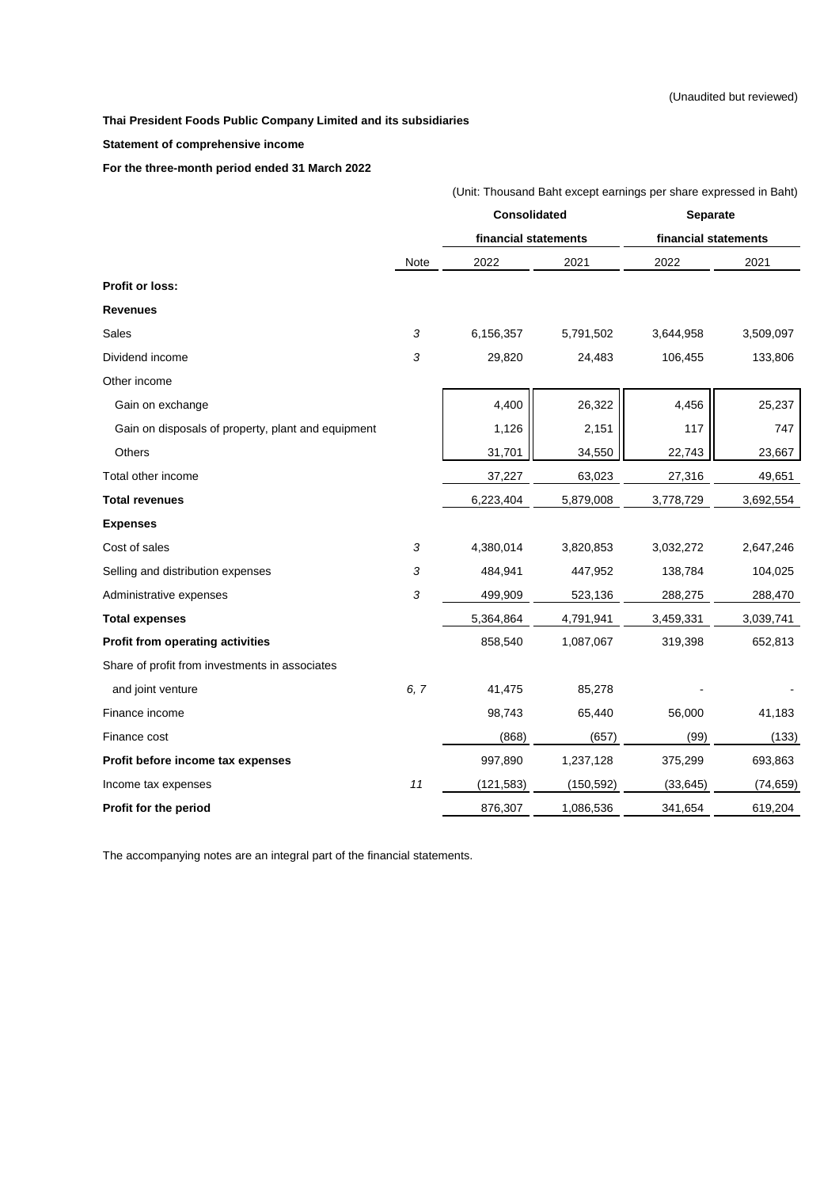(Unaudited but reviewed)

**Thai President Foods Public Company Limited and its subsidiaries**

**Statement of comprehensive income**

**For the three-month period ended 31 March 2022**

(Unit: Thousand Baht except earnings per share expressed in Baht)

| | | Consolidated financial statements | | Separate financial statements | |
|---|---|---|---|---|---|
| | Note | 2022 | 2021 | 2022 | 2021 |
| **Profit or loss:** | | | | | |
| **Revenues** | | | | | |
| Sales | 3 | 6,156,357 | 5,791,502 | 3,644,958 | 3,509,097 |
| Dividend income | 3 | 29,820 | 24,483 | 106,455 | 133,806 |
| Other income | | | | | |
| Gain on exchange | | 4,400 | 26,322 | 4,456 | 25,237 |
| Gain on disposals of property, plant and equipment | | 1,126 | 2,151 | 117 | 747 |
| Others | | 31,701 | 34,550 | 22,743 | 23,667 |
| Total other income | | 37,227 | 63,023 | 27,316 | 49,651 |
| **Total revenues** | | 6,223,404 | 5,879,008 | 3,778,729 | 3,692,554 |
| **Expenses** | | | | | |
| Cost of sales | 3 | 4,380,014 | 3,820,853 | 3,032,272 | 2,647,246 |
| Selling and distribution expenses | 3 | 484,941 | 447,952 | 138,784 | 104,025 |
| Administrative expenses | 3 | 499,909 | 523,136 | 288,275 | 288,470 |
| **Total expenses** | | 5,364,864 | 4,791,941 | 3,459,331 | 3,039,741 |
| **Profit from operating activities** | | 858,540 | 1,087,067 | 319,398 | 652,813 |
| Share of profit from investments in associates and joint venture | 6, 7 | 41,475 | 85,278 | - | - |
| Finance income | | 98,743 | 65,440 | 56,000 | 41,183 |
| Finance cost | | (868) | (657) | (99) | (133) |
| **Profit before income tax expenses** | | 997,890 | 1,237,128 | 375,299 | 693,863 |
| Income tax expenses | 11 | (121,583) | (150,592) | (33,645) | (74,659) |
| **Profit for the period** | | 876,307 | 1,086,536 | 341,654 | 619,204 |

The accompanying notes are an integral part of the financial statements.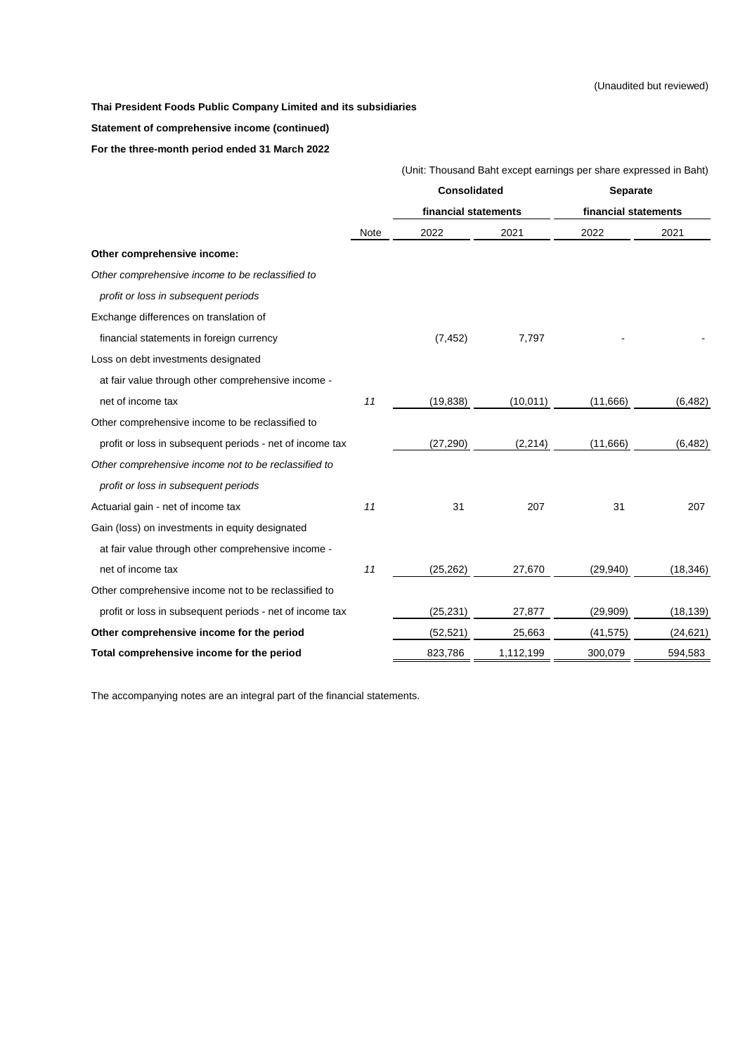(Unaudited but reviewed)

**Thai President Foods Public Company Limited and its subsidiaries**

**Statement of comprehensive income (continued)**

**For the three-month period ended 31 March 2022**

(Unit: Thousand Baht except earnings per share expressed in Baht)

| | Note | Consolidated financial statements | | Separate financial statements | |
|---|---|---|---|---|---|
| | | 2022 | 2021 | 2022 | 2021 |
| **Other comprehensive income:** | | | | | |
| *Other comprehensive income to be reclassified to profit or loss in subsequent periods* | | | | | |
| Exchange differences on translation of financial statements in foreign currency | | (7,452) | 7,797 | - | - |
| Loss on debt investments designated at fair value through other comprehensive income - net of income tax | *11* | (19,838) | (10,011) | (11,666) | (6,482) |
| Other comprehensive income to be reclassified to profit or loss in subsequent periods - net of income tax | | (27,290) | (2,214) | (11,666) | (6,482) |
| *Other comprehensive income not to be reclassified to profit or loss in subsequent periods* | | | | | |
| Actuarial gain - net of income tax | *11* | 31 | 207 | 31 | 207 |
| Gain (loss) on investments in equity designated at fair value through other comprehensive income - net of income tax | *11* | (25,262) | 27,670 | (29,940) | (18,346) |
| Other comprehensive income not to be reclassified to profit or loss in subsequent periods - net of income tax | | (25,231) | 27,877 | (29,909) | (18,139) |
| **Other comprehensive income for the period** | | (52,521) | 25,663 | (41,575) | (24,621) |
| **Total comprehensive income for the period** | | 823,786 | 1,112,199 | 300,079 | 594,583 |

The accompanying notes are an integral part of the financial statements.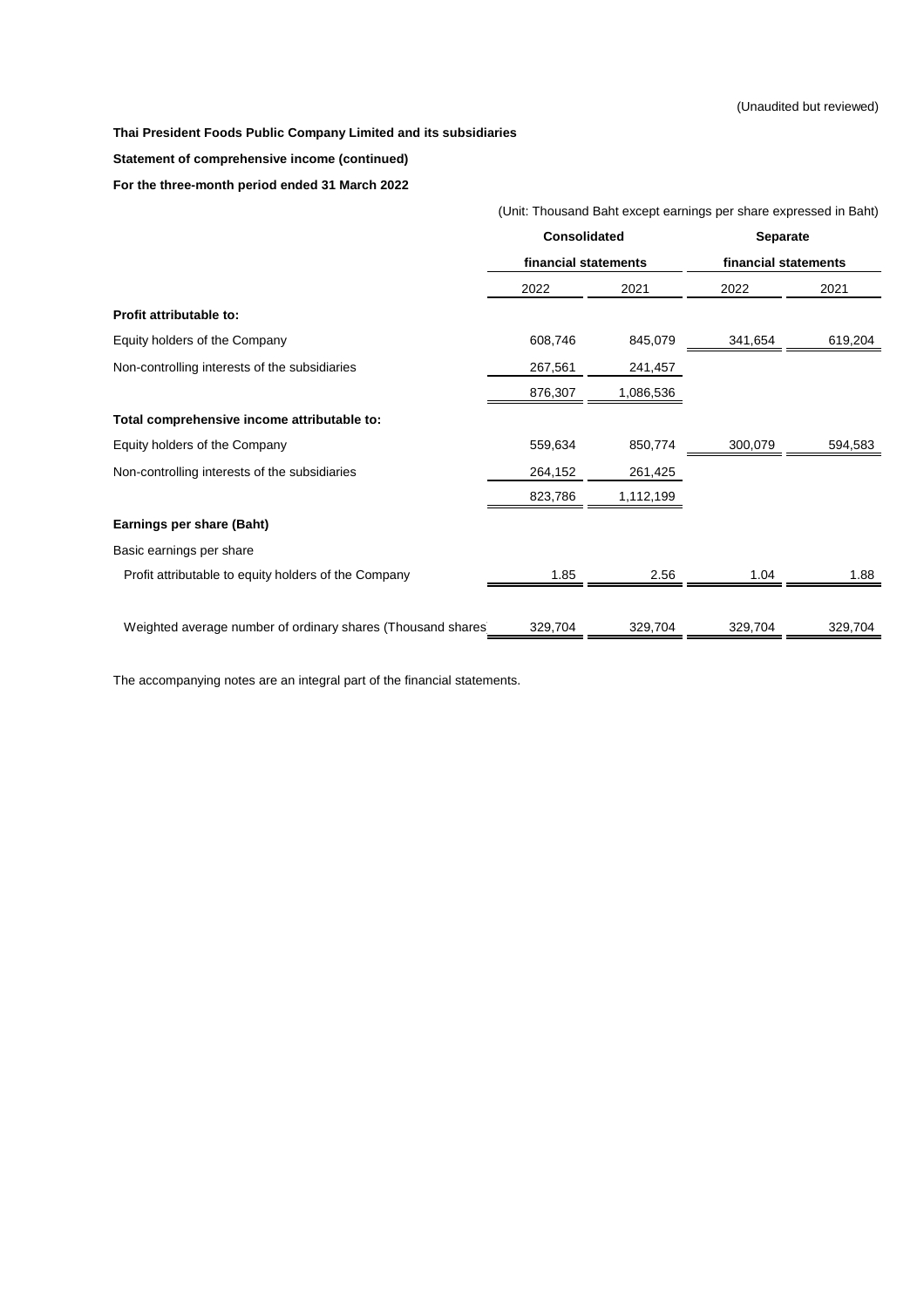(Unaudited but reviewed)

**Thai President Foods Public Company Limited and its subsidiaries**

**Statement of comprehensive income (continued)**

**For the three-month period ended 31 March 2022**

(Unit: Thousand Baht except earnings per share expressed in Baht)

| | Consolidated financial statements | | Separate financial statements | |
|---|---|---|---|---|
| | 2022 | 2021 | 2022 | 2021 |
| **Profit attributable to:** | | | | |
| Equity holders of the Company | 608,746 | 845,079 | 341,654 | 619,204 |
| Non-controlling interests of the subsidiaries | 267,561 | 241,457 | | |
| | 876,307 | 1,086,536 | | |
| **Total comprehensive income attributable to:** | | | | |
| Equity holders of the Company | 559,634 | 850,774 | 300,079 | 594,583 |
| Non-controlling interests of the subsidiaries | 264,152 | 261,425 | | |
| | 823,786 | 1,112,199 | | |
| **Earnings per share (Baht)** | | | | |
| Basic earnings per share | | | | |
| Profit attributable to equity holders of the Company | 1.85 | 2.56 | 1.04 | 1.88 |
| Weighted average number of ordinary shares (Thousand shares) | 329,704 | 329,704 | 329,704 | 329,704 |

The accompanying notes are an integral part of the financial statements.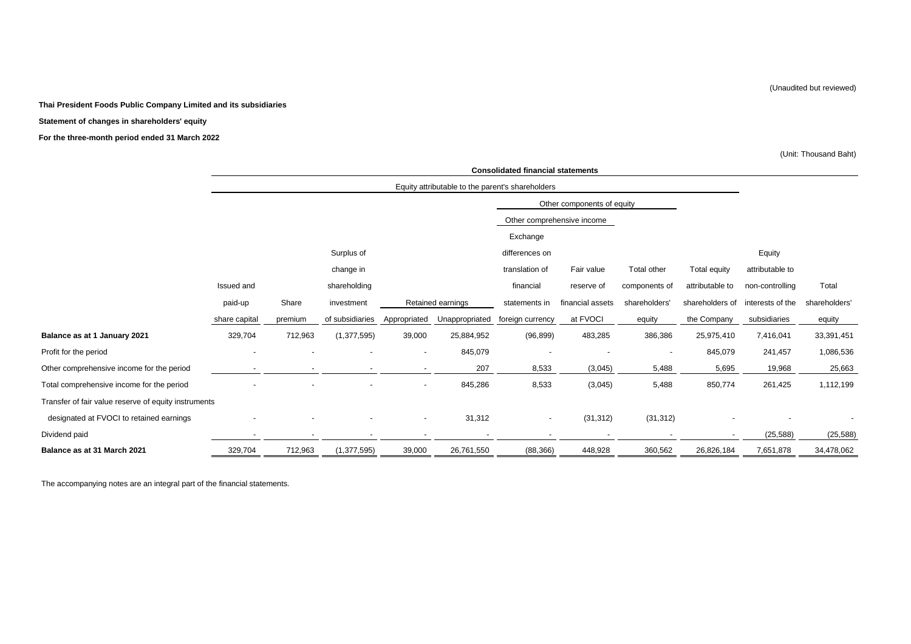(Unaudited but reviewed)

**Thai President Foods Public Company Limited and its subsidiaries**

**Statement of changes in shareholders' equity**

**For the three-month period ended 31 March 2022**

(Unit: Thousand Baht)

| | **Consolidated financial statements** | | | | | | | | | | |
|---|---|---|---|---|---|---|---|---|---|---|---|
| | Equity attributable to the parent's shareholders | | | | | | | | | | |
| | | | | | | Other components of equity | | | | | |
| | | | | | | Other comprehensive income | | | | | |
| | Issued and paid-up share capital | Share premium | Surplus of change in shareholding investment of subsidiaries | Retained earnings | | Exchange differences on translation of financial statements in foreign currency | Fair value reserve of financial assets at FVOCI | Total other components of shareholders' equity | Total equity attributable to shareholders of the Company | Equity attributable to non-controlling interests of the subsidiaries | Total shareholders' equity |
| | | | | Appropriated | Unappropriated | | | | | | |
| **Balance as at 1 January 2021** | 329,704 | 712,963 | (1,377,595) | 39,000 | 25,884,952 | (96,899) | 483,285 | 386,386 | 25,975,410 | 7,416,041 | 33,391,451 |
| Profit for the period | - | - | - | - | 845,079 | - | - | - | 845,079 | 241,457 | 1,086,536 |
| Other comprehensive income for the period | - | - | - | - | 207 | 8,533 | (3,045) | 5,488 | 5,695 | 19,968 | 25,663 |
| Total comprehensive income for the period | - | - | - | - | 845,286 | 8,533 | (3,045) | 5,488 | 850,774 | 261,425 | 1,112,199 |
| Transfer of fair value reserve of equity instruments designated at FVOCI to retained earnings | - | - | - | - | 31,312 | - | (31,312) | (31,312) | - | - | - |
| Dividend paid | - | - | - | - | - | - | - | - | - | (25,588) | (25,588) |
| **Balance as at 31 March 2021** | 329,704 | 712,963 | (1,377,595) | 39,000 | 26,761,550 | (88,366) | 448,928 | 360,562 | 26,826,184 | 7,651,878 | 34,478,062 |

The accompanying notes are an integral part of the financial statements.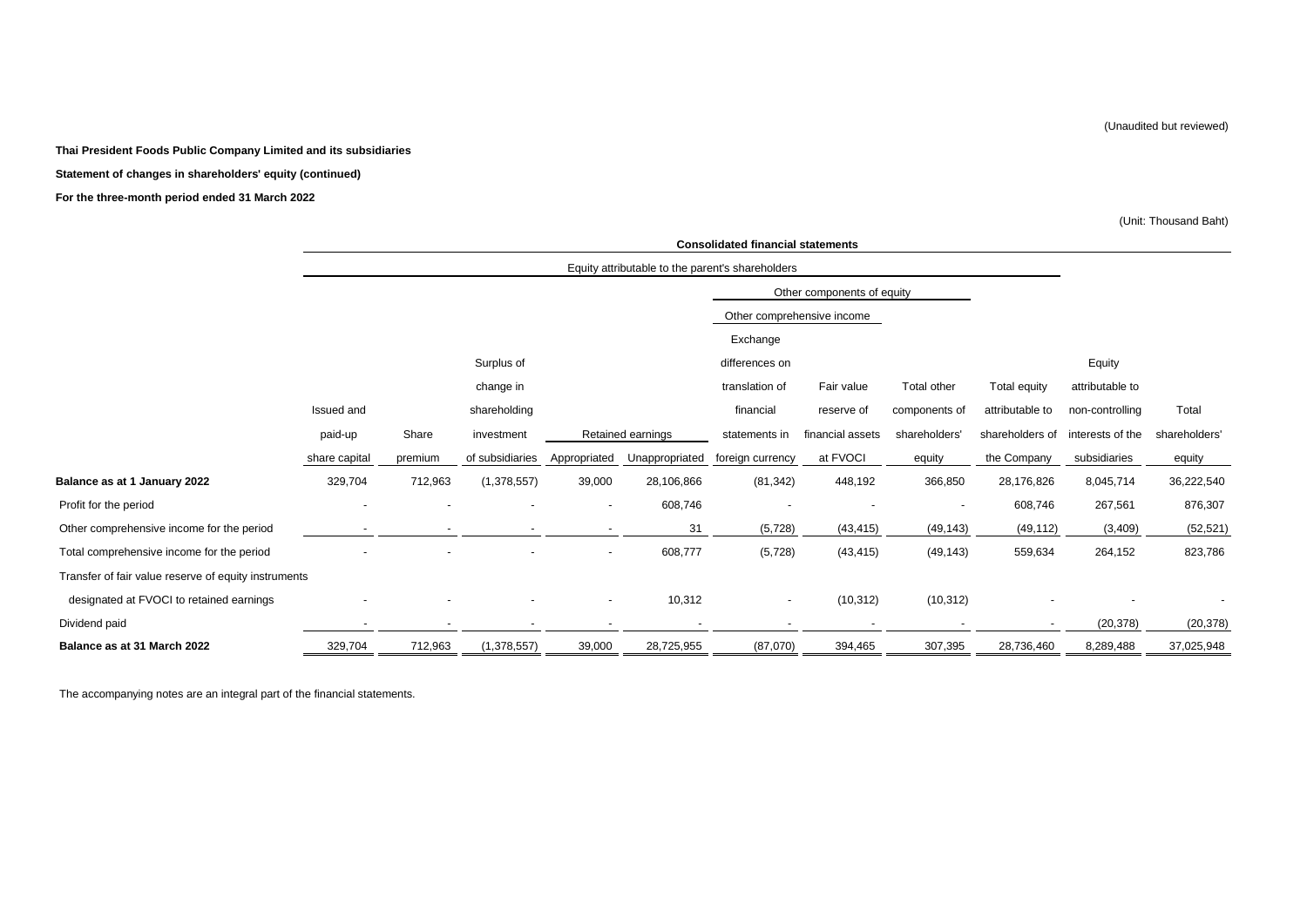(Unaudited but reviewed)

**Thai President Foods Public Company Limited and its subsidiaries**

**Statement of changes in shareholders' equity (continued)**

**For the three-month period ended 31 March 2022**

(Unit: Thousand Baht)

| | Consolidated financial statements | | | | | | | | | | |
|---|---|---|---|---|---|---|---|---|---|---|---|
| | Equity attributable to the parent's shareholders | | | | | | | | | | |
| | | | | | | Other components of equity | | | | | |
| | | | | | | Other comprehensive income | | | | | |
| | Issued and paid-up share capital | Share premium | Surplus of change in shareholding investment of subsidiaries | Retained earnings - Appropriated | Retained earnings - Unappropriated | Exchange differences on translation of financial statements in foreign currency | Fair value reserve of financial assets at FVOCI | Total other components of shareholders' equity | Total equity attributable to shareholders of the Company | Equity attributable to non-controlling interests of the subsidiaries | Total shareholders' equity |
| **Balance as at 1 January 2022** | 329,704 | 712,963 | (1,378,557) | 39,000 | 28,106,866 | (81,342) | 448,192 | 366,850 | 28,176,826 | 8,045,714 | 36,222,540 |
| Profit for the period | - | - | - | - | 608,746 | - | - | - | 608,746 | 267,561 | 876,307 |
| Other comprehensive income for the period | - | - | - | - | 31 | (5,728) | (43,415) | (49,143) | (49,112) | (3,409) | (52,521) |
| Total comprehensive income for the period | - | - | - | - | 608,777 | (5,728) | (43,415) | (49,143) | 559,634 | 264,152 | 823,786 |
| Transfer of fair value reserve of equity instruments designated at FVOCI to retained earnings | - | - | - | - | 10,312 | - | (10,312) | (10,312) | - | - | - |
| Dividend paid | - | - | - | - | - | - | - | - | - | (20,378) | (20,378) |
| **Balance as at 31 March 2022** | 329,704 | 712,963 | (1,378,557) | 39,000 | 28,725,955 | (87,070) | 394,465 | 307,395 | 28,736,460 | 8,289,488 | 37,025,948 |

The accompanying notes are an integral part of the financial statements.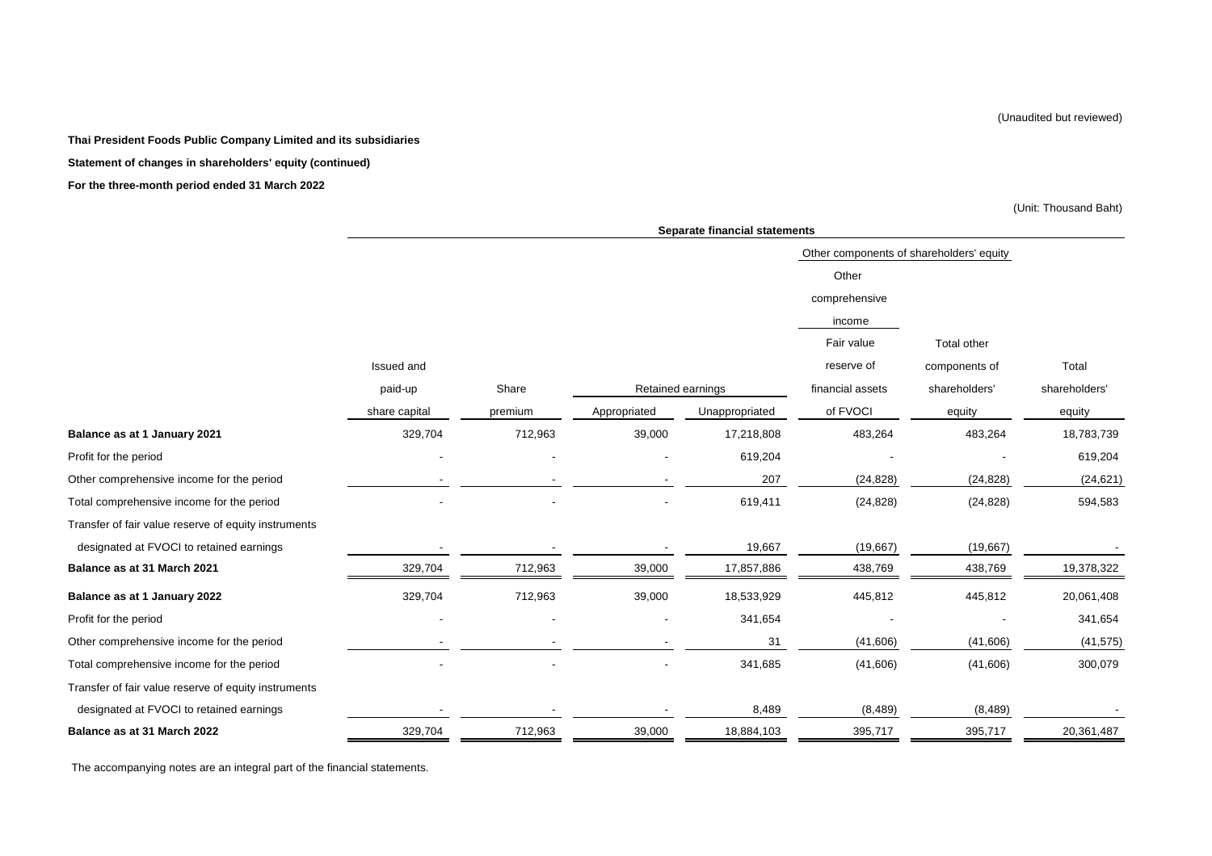(Unaudited but reviewed)

**Thai President Foods Public Company Limited and its subsidiaries**

**Statement of changes in shareholders' equity (continued)**

**For the three-month period ended 31 March 2022**

(Unit: Thousand Baht)

| | Separate financial statements | | | | | | |
|---|---|---|---|---|---|---|---|
| | | | | | Other components of shareholders' equity | | |
| | | | | | Other comprehensive income | | |
| | Issued and paid-up share capital | Share premium | Retained earnings | | Fair value reserve of financial assets of FVOCI | Total other components of shareholders' equity | Total shareholders' equity |
| | | | Appropriated | Unappropriated | | | |
| **Balance as at 1 January 2021** | 329,704 | 712,963 | 39,000 | 17,218,808 | 483,264 | 483,264 | 18,783,739 |
| Profit for the period | - | - | - | 619,204 | - | - | 619,204 |
| Other comprehensive income for the period | - | - | - | 207 | (24,828) | (24,828) | (24,621) |
| Total comprehensive income for the period | - | - | - | 619,411 | (24,828) | (24,828) | 594,583 |
| Transfer of fair value reserve of equity instruments designated at FVOCI to retained earnings | - | - | - | 19,667 | (19,667) | (19,667) | - |
| **Balance as at 31 March 2021** | 329,704 | 712,963 | 39,000 | 17,857,886 | 438,769 | 438,769 | 19,378,322 |
| **Balance as at 1 January 2022** | 329,704 | 712,963 | 39,000 | 18,533,929 | 445,812 | 445,812 | 20,061,408 |
| Profit for the period | - | - | - | 341,654 | - | - | 341,654 |
| Other comprehensive income for the period | - | - | - | 31 | (41,606) | (41,606) | (41,575) |
| Total comprehensive income for the period | - | - | - | 341,685 | (41,606) | (41,606) | 300,079 |
| Transfer of fair value reserve of equity instruments designated at FVOCI to retained earnings | - | - | - | 8,489 | (8,489) | (8,489) | - |
| **Balance as at 31 March 2022** | 329,704 | 712,963 | 39,000 | 18,884,103 | 395,717 | 395,717 | 20,361,487 |

The accompanying notes are an integral part of the financial statements.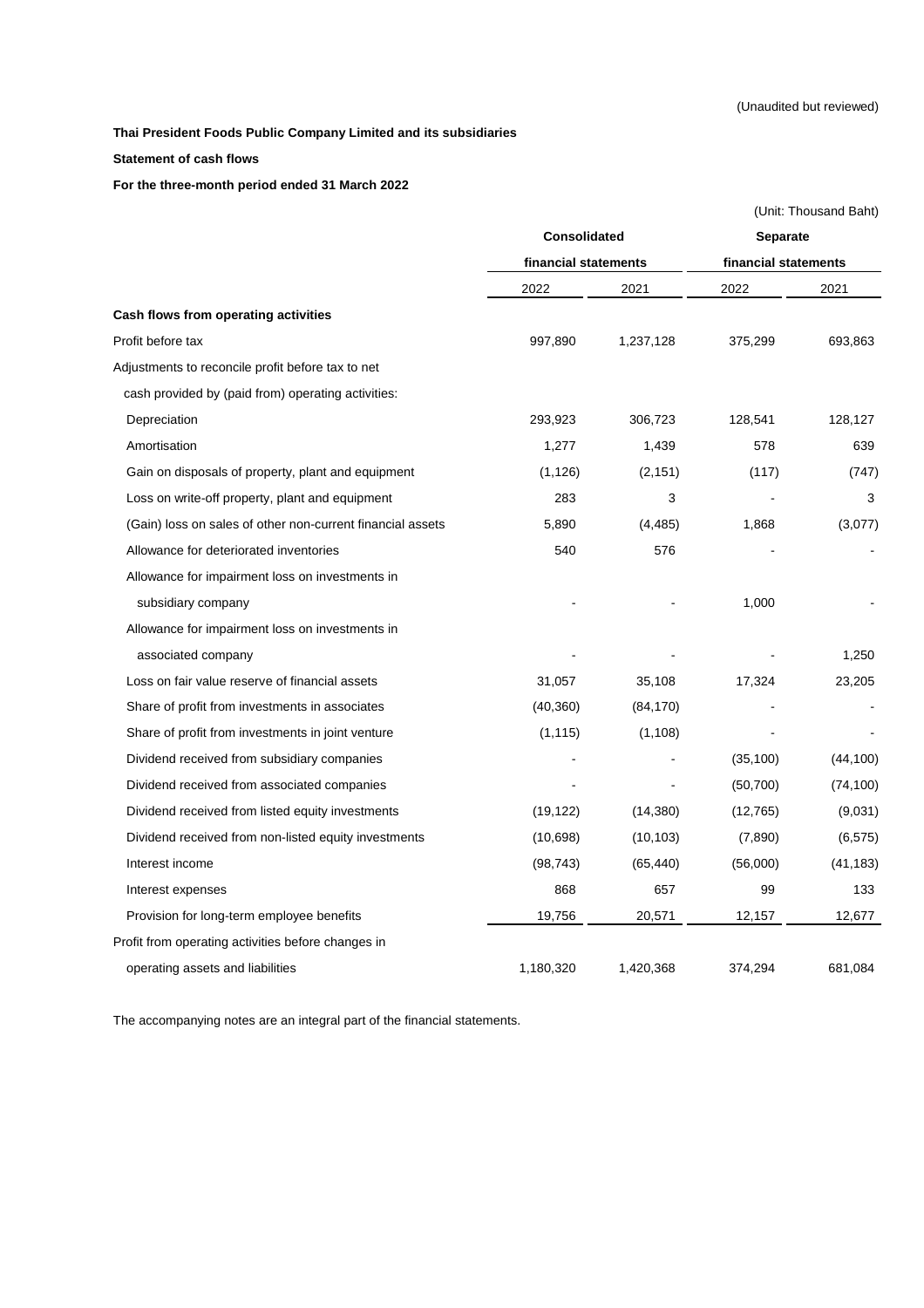(Unaudited but reviewed)

**Thai President Foods Public Company Limited and its subsidiaries**

**Statement of cash flows**

**For the three-month period ended 31 March 2022**

(Unit: Thousand Baht)

| | Consolidated financial statements | | Separate financial statements | |
|---|---|---|---|---|
| | 2022 | 2021 | 2022 | 2021 |
| **Cash flows from operating activities** | | | | |
| Profit before tax | 997,890 | 1,237,128 | 375,299 | 693,863 |
| Adjustments to reconcile profit before tax to net | | | | |
| cash provided by (paid from) operating activities: | | | | |
| Depreciation | 293,923 | 306,723 | 128,541 | 128,127 |
| Amortisation | 1,277 | 1,439 | 578 | 639 |
| Gain on disposals of property, plant and equipment | (1,126) | (2,151) | (117) | (747) |
| Loss on write-off property, plant and equipment | 283 | 3 | - | 3 |
| (Gain) loss on sales of other non-current financial assets | 5,890 | (4,485) | 1,868 | (3,077) |
| Allowance for deteriorated inventories | 540 | 576 | - | - |
| Allowance for impairment loss on investments in subsidiary company | - | - | 1,000 | - |
| Allowance for impairment loss on investments in associated company | - | - | - | 1,250 |
| Loss on fair value reserve of financial assets | 31,057 | 35,108 | 17,324 | 23,205 |
| Share of profit from investments in associates | (40,360) | (84,170) | - | - |
| Share of profit from investments in joint venture | (1,115) | (1,108) | - | - |
| Dividend received from subsidiary companies | - | - | (35,100) | (44,100) |
| Dividend received from associated companies | - | - | (50,700) | (74,100) |
| Dividend received from listed equity investments | (19,122) | (14,380) | (12,765) | (9,031) |
| Dividend received from non-listed equity investments | (10,698) | (10,103) | (7,890) | (6,575) |
| Interest income | (98,743) | (65,440) | (56,000) | (41,183) |
| Interest expenses | 868 | 657 | 99 | 133 |
| Provision for long-term employee benefits | 19,756 | 20,571 | 12,157 | 12,677 |
| Profit from operating activities before changes in operating assets and liabilities | 1,180,320 | 1,420,368 | 374,294 | 681,084 |

The accompanying notes are an integral part of the financial statements.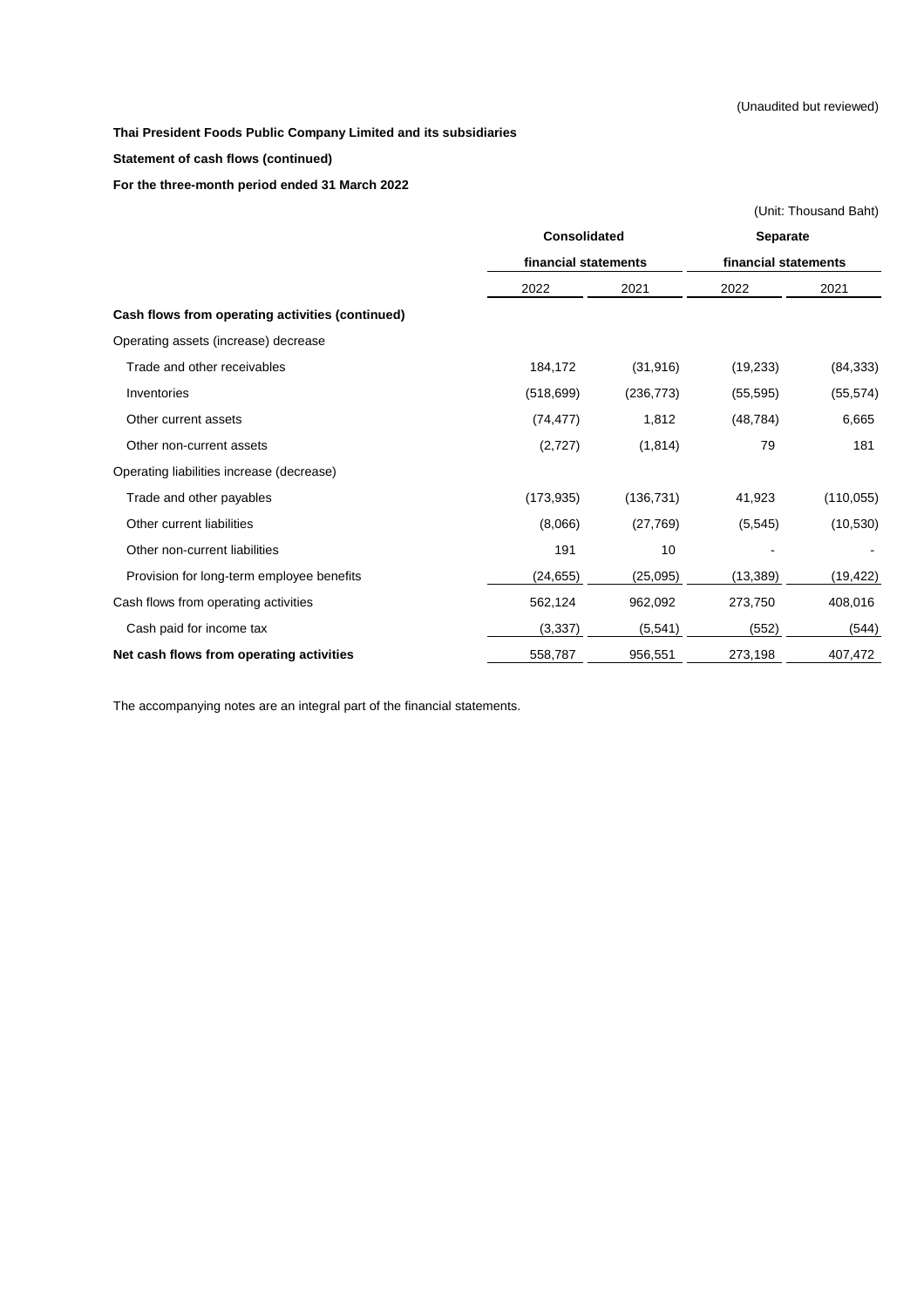(Unaudited but reviewed)

**Thai President Foods Public Company Limited and its subsidiaries**

**Statement of cash flows (continued)**

**For the three-month period ended 31 March 2022**

(Unit: Thousand Baht)

| | Consolidated financial statements | | Separate financial statements | |
|---|---|---|---|---|
| | 2022 | 2021 | 2022 | 2021 |
| **Cash flows from operating activities (continued)** | | | | |
| Operating assets (increase) decrease | | | | |
| Trade and other receivables | 184,172 | (31,916) | (19,233) | (84,333) |
| Inventories | (518,699) | (236,773) | (55,595) | (55,574) |
| Other current assets | (74,477) | 1,812 | (48,784) | 6,665 |
| Other non-current assets | (2,727) | (1,814) | 79 | 181 |
| Operating liabilities increase (decrease) | | | | |
| Trade and other payables | (173,935) | (136,731) | 41,923 | (110,055) |
| Other current liabilities | (8,066) | (27,769) | (5,545) | (10,530) |
| Other non-current liabilities | 191 | 10 | - | - |
| Provision for long-term employee benefits | (24,655) | (25,095) | (13,389) | (19,422) |
| Cash flows from operating activities | 562,124 | 962,092 | 273,750 | 408,016 |
| Cash paid for income tax | (3,337) | (5,541) | (552) | (544) |
| **Net cash flows from operating activities** | 558,787 | 956,551 | 273,198 | 407,472 |

The accompanying notes are an integral part of the financial statements.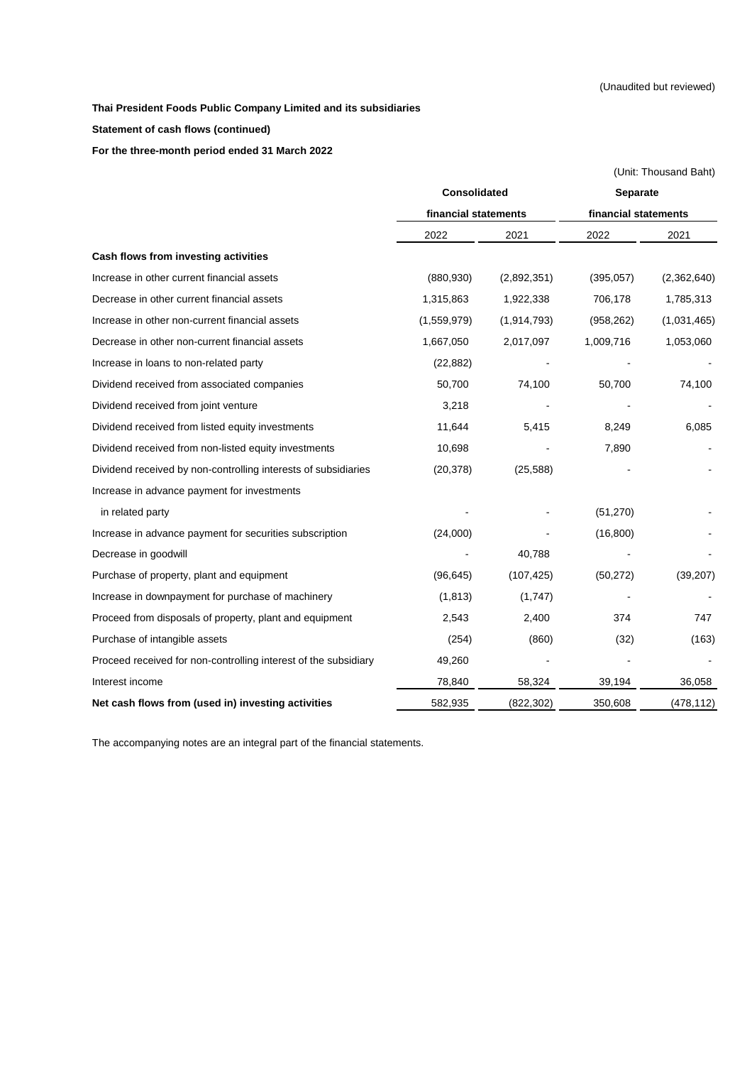(Unaudited but reviewed)

**Thai President Foods Public Company Limited and its subsidiaries**

**Statement of cash flows (continued)**

**For the three-month period ended 31 March 2022**

(Unit: Thousand Baht)

| | Consolidated financial statements | | Separate financial statements | |
|---|---|---|---|---|
| | 2022 | 2021 | 2022 | 2021 |
| **Cash flows from investing activities** | | | | |
| Increase in other current financial assets | (880,930) | (2,892,351) | (395,057) | (2,362,640) |
| Decrease in other current financial assets | 1,315,863 | 1,922,338 | 706,178 | 1,785,313 |
| Increase in other non-current financial assets | (1,559,979) | (1,914,793) | (958,262) | (1,031,465) |
| Decrease in other non-current financial assets | 1,667,050 | 2,017,097 | 1,009,716 | 1,053,060 |
| Increase in loans to non-related party | (22,882) | - | - | - |
| Dividend received from associated companies | 50,700 | 74,100 | 50,700 | 74,100 |
| Dividend received from joint venture | 3,218 | - | - | - |
| Dividend received from listed equity investments | 11,644 | 5,415 | 8,249 | 6,085 |
| Dividend received from non-listed equity investments | 10,698 | - | 7,890 | - |
| Dividend received by non-controlling interests of subsidiaries | (20,378) | (25,588) | - | - |
| Increase in advance payment for investments in related party | - | - | (51,270) | - |
| Increase in advance payment for securities subscription | (24,000) | - | (16,800) | - |
| Decrease in goodwill | - | 40,788 | - | - |
| Purchase of property, plant and equipment | (96,645) | (107,425) | (50,272) | (39,207) |
| Increase in downpayment for purchase of machinery | (1,813) | (1,747) | - | - |
| Proceed from disposals of property, plant and equipment | 2,543 | 2,400 | 374 | 747 |
| Purchase of intangible assets | (254) | (860) | (32) | (163) |
| Proceed received for non-controlling interest of the subsidiary | 49,260 | - | - | - |
| Interest income | 78,840 | 58,324 | 39,194 | 36,058 |
| **Net cash flows from (used in) investing activities** | 582,935 | (822,302) | 350,608 | (478,112) |

The accompanying notes are an integral part of the financial statements.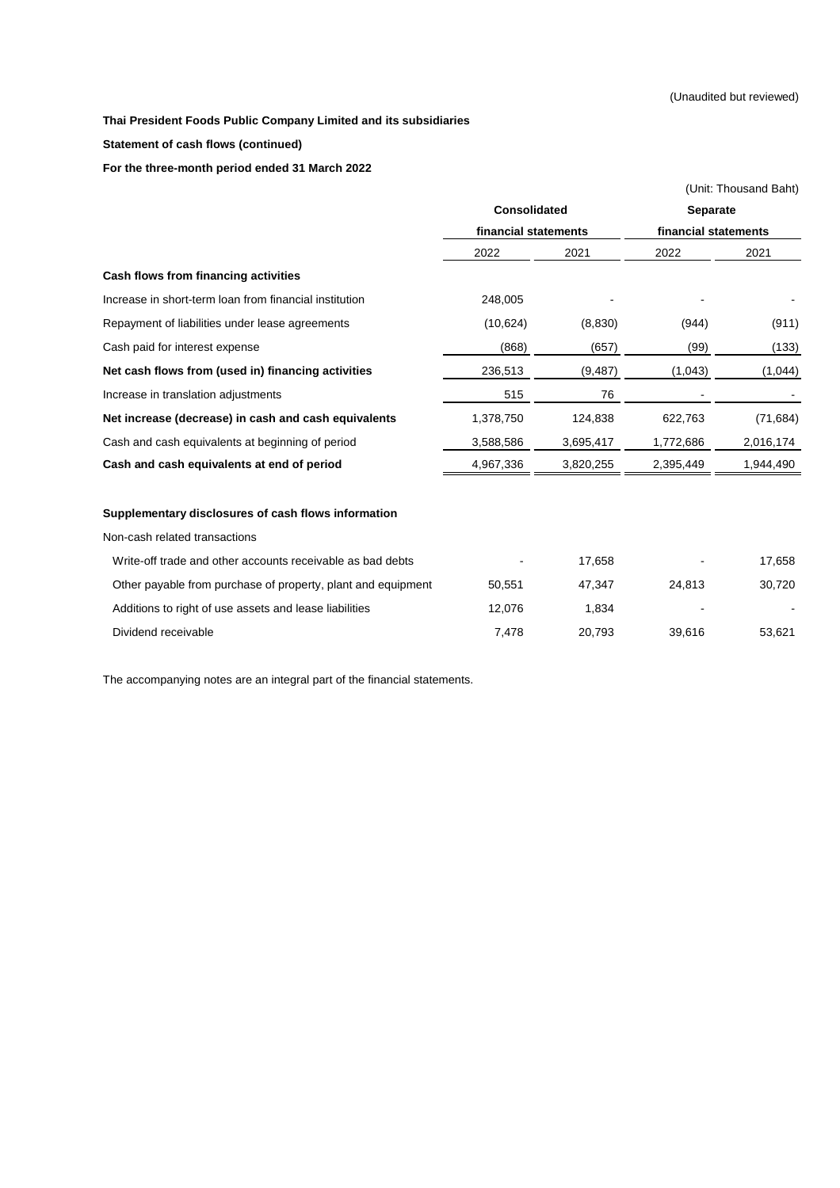(Unaudited but reviewed)

**Thai President Foods Public Company Limited and its subsidiaries**

**Statement of cash flows (continued)**

**For the three-month period ended 31 March 2022**

(Unit: Thousand Baht)

| | Consolidated financial statements | | Separate financial statements | |
|---|---|---|---|---|
| | 2022 | 2021 | 2022 | 2021 |
| **Cash flows from financing activities** | | | | |
| Increase in short-term loan from financial institution | 248,005 | - | - | - |
| Repayment of liabilities under lease agreements | (10,624) | (8,830) | (944) | (911) |
| Cash paid for interest expense | (868) | (657) | (99) | (133) |
| **Net cash flows from (used in) financing activities** | 236,513 | (9,487) | (1,043) | (1,044) |
| Increase in translation adjustments | 515 | 76 | - | - |
| **Net increase (decrease) in cash and cash equivalents** | 1,378,750 | 124,838 | 622,763 | (71,684) |
| Cash and cash equivalents at beginning of period | 3,588,586 | 3,695,417 | 1,772,686 | 2,016,174 |
| **Cash and cash equivalents at end of period** | 4,967,336 | 3,820,255 | 2,395,449 | 1,944,490 |
| | | | | |
| **Supplementary disclosures of cash flows information** | | | | |
| Non-cash related transactions | | | | |
| Write-off trade and other accounts receivable as bad debts | - | 17,658 | - | 17,658 |
| Other payable from purchase of property, plant and equipment | 50,551 | 47,347 | 24,813 | 30,720 |
| Additions to right of use assets and lease liabilities | 12,076 | 1,834 | - | - |
| Dividend receivable | 7,478 | 20,793 | 39,616 | 53,621 |

The accompanying notes are an integral part of the financial statements.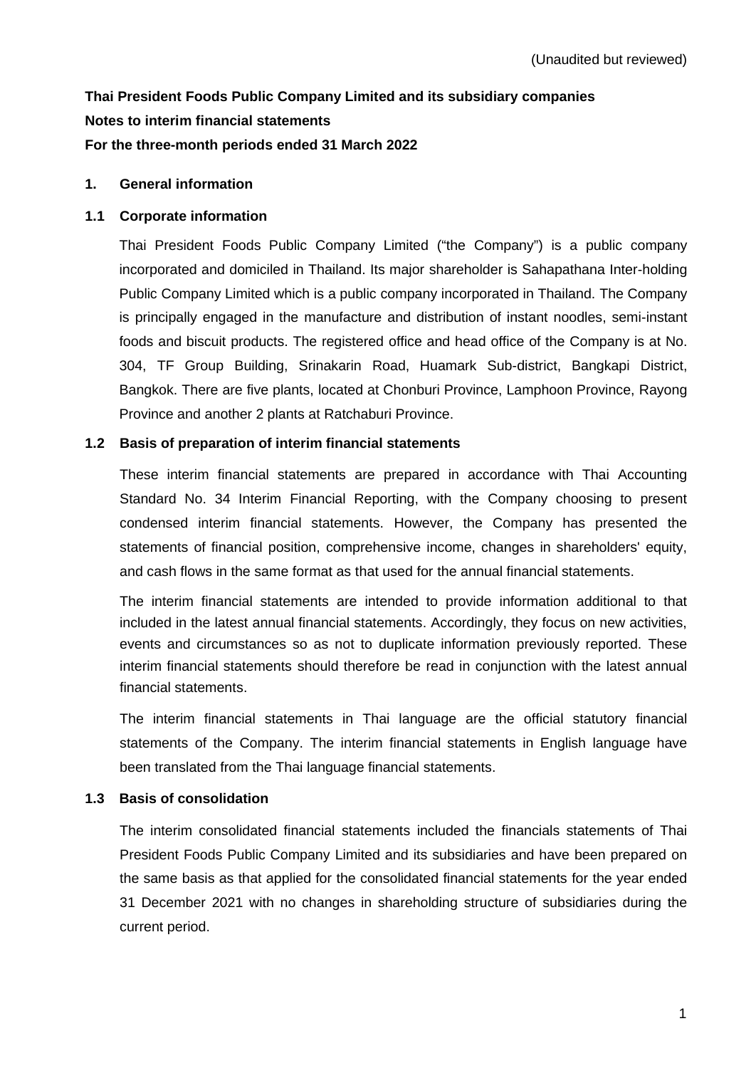(Unaudited but reviewed)

**Thai President Foods Public Company Limited and its subsidiary companies**

**Notes to interim financial statements**

**For the three-month periods ended 31 March 2022**

## 1. General information

### 1.1 Corporate information

Thai President Foods Public Company Limited ("the Company") is a public company incorporated and domiciled in Thailand. Its major shareholder is Sahapathana Inter-holding Public Company Limited which is a public company incorporated in Thailand. The Company is principally engaged in the manufacture and distribution of instant noodles, semi-instant foods and biscuit products. The registered office and head office of the Company is at No. 304, TF Group Building, Srinakarin Road, Huamark Sub-district, Bangkapi District, Bangkok. There are five plants, located at Chonburi Province, Lamphoon Province, Rayong Province and another 2 plants at Ratchaburi Province.

### 1.2 Basis of preparation of interim financial statements

These interim financial statements are prepared in accordance with Thai Accounting Standard No. 34 Interim Financial Reporting, with the Company choosing to present condensed interim financial statements. However, the Company has presented the statements of financial position, comprehensive income, changes in shareholders' equity, and cash flows in the same format as that used for the annual financial statements.

The interim financial statements are intended to provide information additional to that included in the latest annual financial statements. Accordingly, they focus on new activities, events and circumstances so as not to duplicate information previously reported. These interim financial statements should therefore be read in conjunction with the latest annual financial statements.

The interim financial statements in Thai language are the official statutory financial statements of the Company. The interim financial statements in English language have been translated from the Thai language financial statements.

### 1.3 Basis of consolidation

The interim consolidated financial statements included the financials statements of Thai President Foods Public Company Limited and its subsidiaries and have been prepared on the same basis as that applied for the consolidated financial statements for the year ended 31 December 2021 with no changes in shareholding structure of subsidiaries during the current period.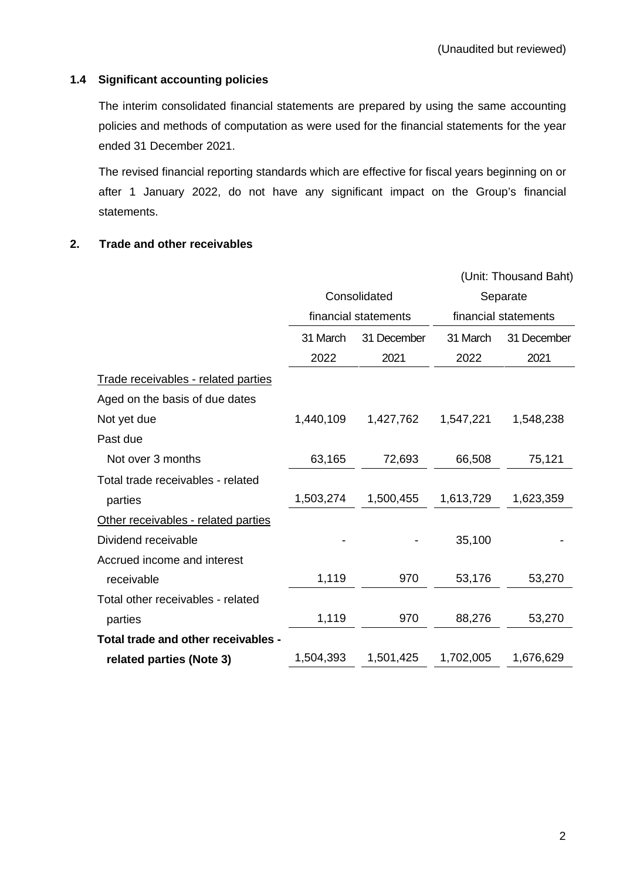(Unaudited but reviewed)

### 1.4 Significant accounting policies

The interim consolidated financial statements are prepared by using the same accounting policies and methods of computation as were used for the financial statements for the year ended 31 December 2021.

The revised financial reporting standards which are effective for fiscal years beginning on or after 1 January 2022, do not have any significant impact on the Group's financial statements.

## 2. Trade and other receivables

(Unit: Thousand Baht)

| | Consolidated financial statements | | Separate financial statements | |
|---|---|---|---|---|
| | 31 March 2022 | 31 December 2021 | 31 March 2022 | 31 December 2021 |
| Trade receivables - related parties | | | | |
| Aged on the basis of due dates | | | | |
| Not yet due | 1,440,109 | 1,427,762 | 1,547,221 | 1,548,238 |
| Past due | | | | |
| Not over 3 months | 63,165 | 72,693 | 66,508 | 75,121 |
| Total trade receivables - related parties | 1,503,274 | 1,500,455 | 1,613,729 | 1,623,359 |
| Other receivables - related parties | | | | |
| Dividend receivable | - | - | 35,100 | - |
| Accrued income and interest receivable | 1,119 | 970 | 53,176 | 53,270 |
| Total other receivables - related parties | 1,119 | 970 | 88,276 | 53,270 |
| **Total trade and other receivables - related parties (Note 3)** | 1,504,393 | 1,501,425 | 1,702,005 | 1,676,629 |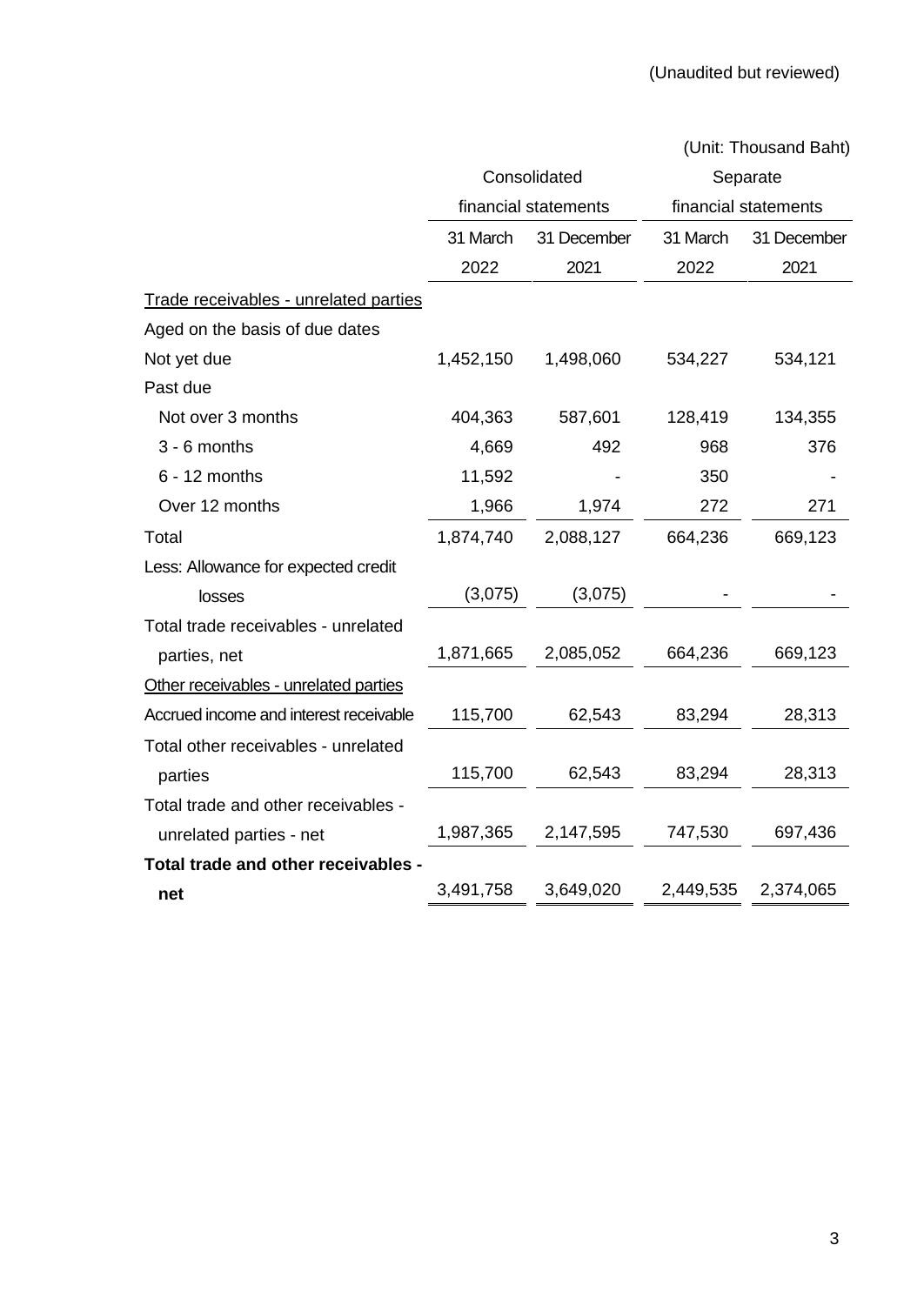(Unaudited but reviewed)

(Unit: Thousand Baht)

| | Consolidated financial statements | | Separate financial statements | |
|---|---|---|---|---|
| | 31 March 2022 | 31 December 2021 | 31 March 2022 | 31 December 2021 |
| Trade receivables - unrelated parties | | | | |
| Aged on the basis of due dates | | | | |
| Not yet due | 1,452,150 | 1,498,060 | 534,227 | 534,121 |
| Past due | | | | |
| Not over 3 months | 404,363 | 587,601 | 128,419 | 134,355 |
| 3 - 6 months | 4,669 | 492 | 968 | 376 |
| 6 - 12 months | 11,592 | - | 350 | - |
| Over 12 months | 1,966 | 1,974 | 272 | 271 |
| Total | 1,874,740 | 2,088,127 | 664,236 | 669,123 |
| Less: Allowance for expected credit losses | (3,075) | (3,075) | - | - |
| Total trade receivables - unrelated parties, net | 1,871,665 | 2,085,052 | 664,236 | 669,123 |
| Other receivables - unrelated parties | | | | |
| Accrued income and interest receivable | 115,700 | 62,543 | 83,294 | 28,313 |
| Total other receivables - unrelated parties | 115,700 | 62,543 | 83,294 | 28,313 |
| Total trade and other receivables - unrelated parties - net | 1,987,365 | 2,147,595 | 747,530 | 697,436 |
| **Total trade and other receivables - net** | 3,491,758 | 3,649,020 | 2,449,535 | 2,374,065 |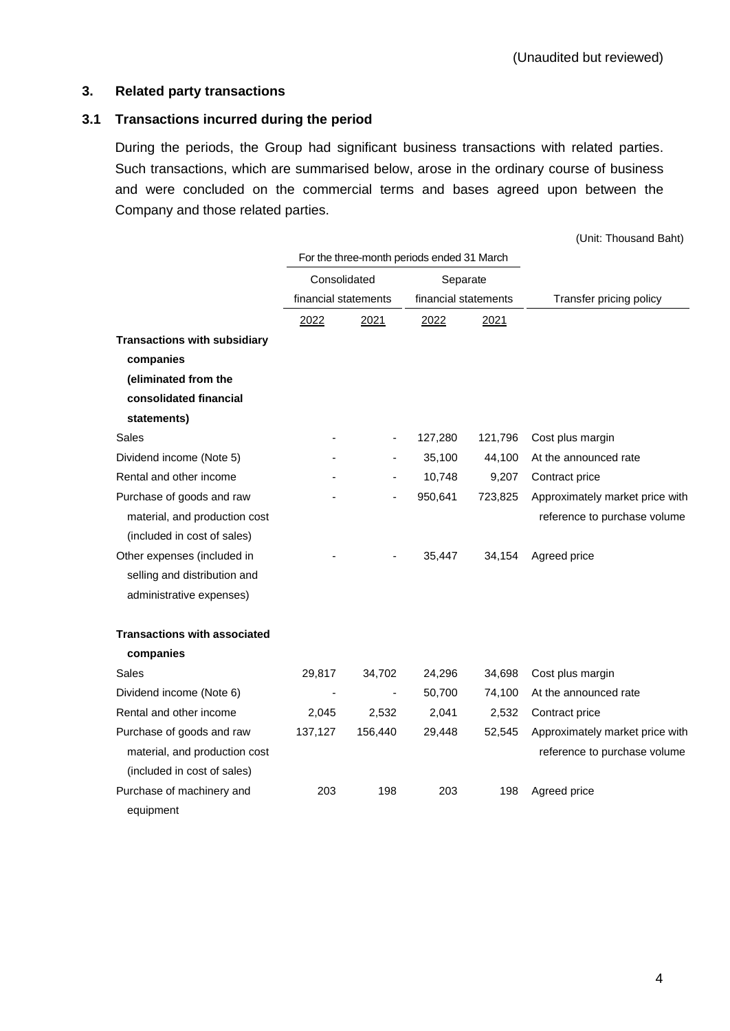(Unaudited but reviewed)

## 3. Related party transactions

### 3.1 Transactions incurred during the period

During the periods, the Group had significant business transactions with related parties. Such transactions, which are summarised below, arose in the ordinary course of business and were concluded on the commercial terms and bases agreed upon between the Company and those related parties.

(Unit: Thousand Baht)

| | For the three-month periods ended 31 March | | | | |
|---|---|---|---|---|---|
| | Consolidated financial statements | | Separate financial statements | | Transfer pricing policy |
| | 2022 | 2021 | 2022 | 2021 | |
| **Transactions with subsidiary companies (eliminated from the consolidated financial statements)** | | | | | |
| Sales | - | - | 127,280 | 121,796 | Cost plus margin |
| Dividend income (Note 5) | - | - | 35,100 | 44,100 | At the announced rate |
| Rental and other income | - | - | 10,748 | 9,207 | Contract price |
| Purchase of goods and raw material, and production cost (included in cost of sales) | - | - | 950,641 | 723,825 | Approximately market price with reference to purchase volume |
| Other expenses (included in selling and distribution and administrative expenses) | - | - | 35,447 | 34,154 | Agreed price |
| **Transactions with associated companies** | | | | | |
| Sales | 29,817 | 34,702 | 24,296 | 34,698 | Cost plus margin |
| Dividend income (Note 6) | - | - | 50,700 | 74,100 | At the announced rate |
| Rental and other income | 2,045 | 2,532 | 2,041 | 2,532 | Contract price |
| Purchase of goods and raw material, and production cost (included in cost of sales) | 137,127 | 156,440 | 29,448 | 52,545 | Approximately market price with reference to purchase volume |
| Purchase of machinery and equipment | 203 | 198 | 203 | 198 | Agreed price |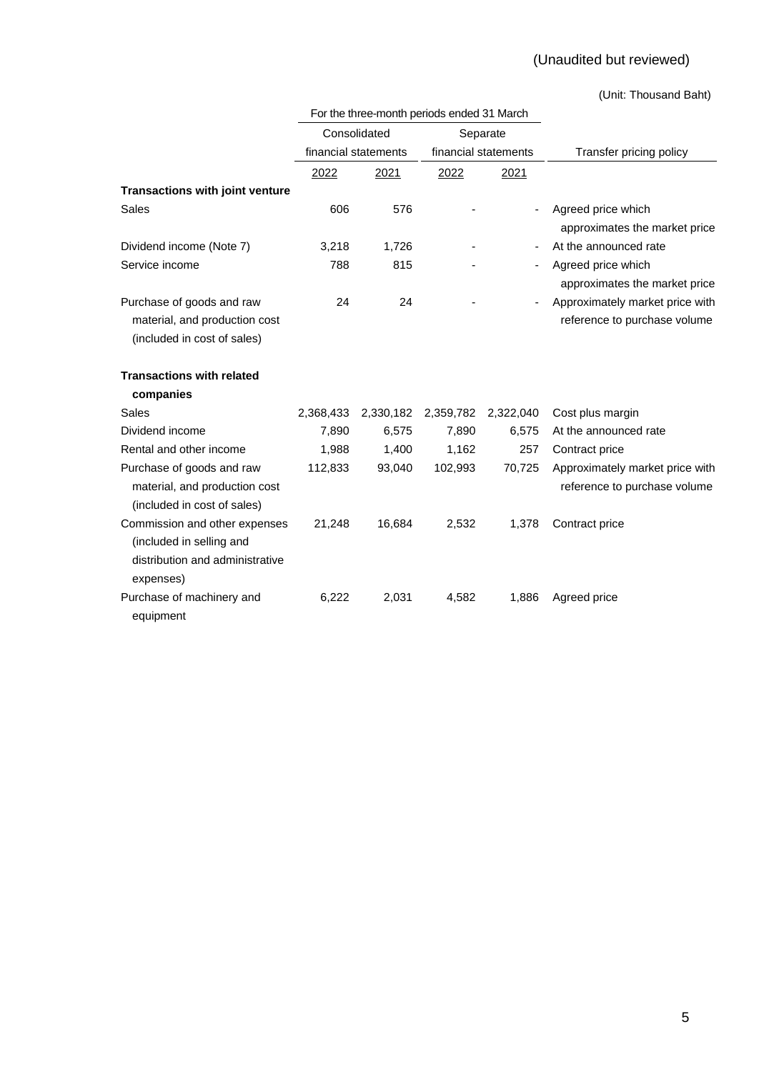(Unaudited but reviewed)

(Unit: Thousand Baht)

| | For the three-month periods ended 31 March | | | | |
|---|---|---|---|---|---|
| | Consolidated financial statements | | Separate financial statements | | Transfer pricing policy |
| | 2022 | 2021 | 2022 | 2021 | |
| **Transactions with joint venture** | | | | | |
| Sales | 606 | 576 | - | - | Agreed price which approximates the market price |
| Dividend income (Note 7) | 3,218 | 1,726 | - | - | At the announced rate |
| Service income | 788 | 815 | - | - | Agreed price which approximates the market price |
| Purchase of goods and raw material, and production cost (included in cost of sales) | 24 | 24 | - | - | Approximately market price with reference to purchase volume |
| **Transactions with related companies** | | | | | |
| Sales | 2,368,433 | 2,330,182 | 2,359,782 | 2,322,040 | Cost plus margin |
| Dividend income | 7,890 | 6,575 | 7,890 | 6,575 | At the announced rate |
| Rental and other income | 1,988 | 1,400 | 1,162 | 257 | Contract price |
| Purchase of goods and raw material, and production cost (included in cost of sales) | 112,833 | 93,040 | 102,993 | 70,725 | Approximately market price with reference to purchase volume |
| Commission and other expenses (included in selling and distribution and administrative expenses) | 21,248 | 16,684 | 2,532 | 1,378 | Contract price |
| Purchase of machinery and equipment | 6,222 | 2,031 | 4,582 | 1,886 | Agreed price |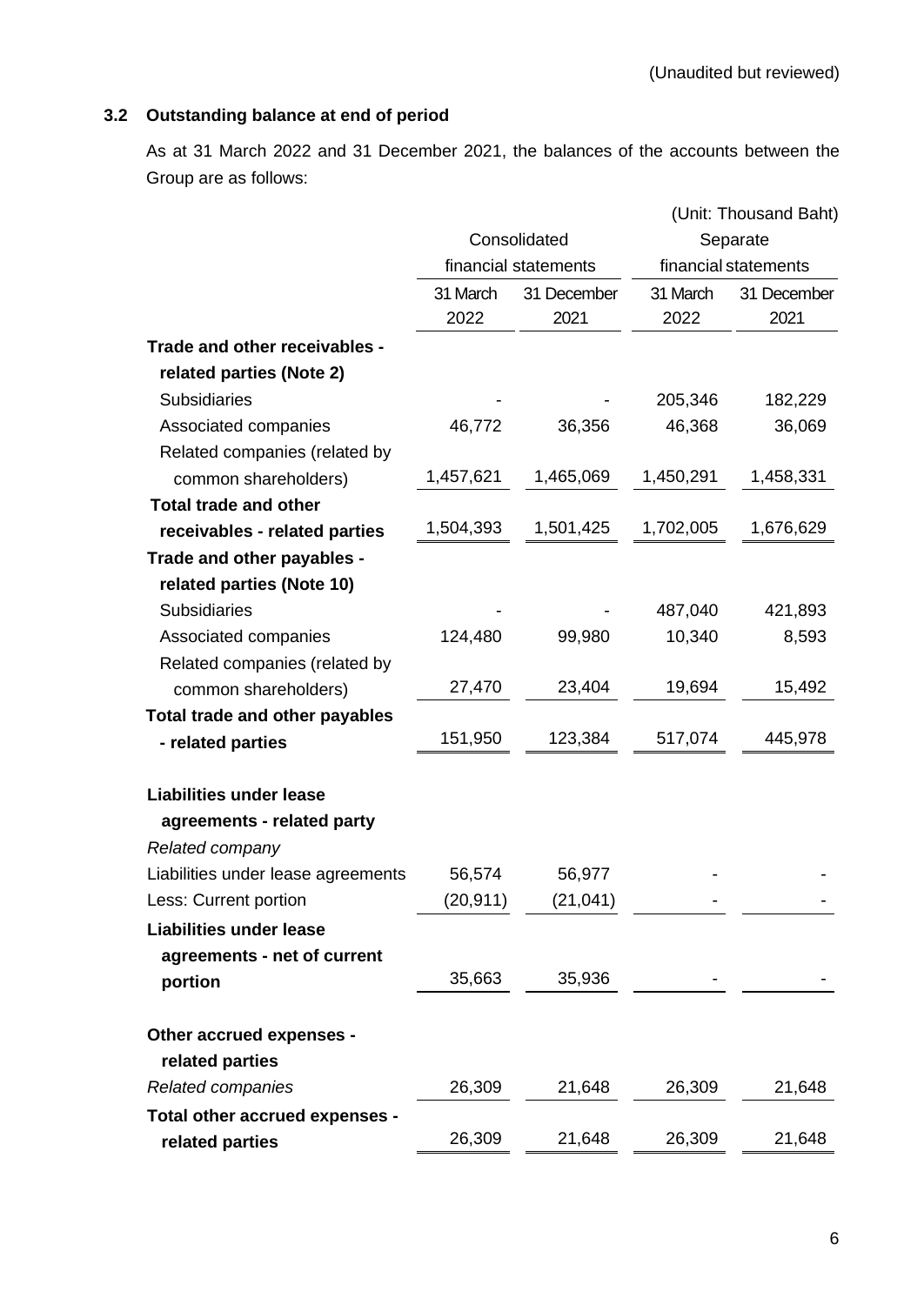(Unaudited but reviewed)

### 3.2 Outstanding balance at end of period

As at 31 March 2022 and 31 December 2021, the balances of the accounts between the Group are as follows:

(Unit: Thousand Baht)

| | Consolidated financial statements | | Separate financial statements | |
|---|---|---|---|---|
| | 31 March 2022 | 31 December 2021 | 31 March 2022 | 31 December 2021 |
| **Trade and other receivables - related parties (Note 2)** | | | | |
| Subsidiaries | - | - | 205,346 | 182,229 |
| Associated companies | 46,772 | 36,356 | 46,368 | 36,069 |
| Related companies (related by common shareholders) | 1,457,621 | 1,465,069 | 1,450,291 | 1,458,331 |
| **Total trade and other receivables - related parties** | 1,504,393 | 1,501,425 | 1,702,005 | 1,676,629 |
| **Trade and other payables - related parties (Note 10)** | | | | |
| Subsidiaries | - | - | 487,040 | 421,893 |
| Associated companies | 124,480 | 99,980 | 10,340 | 8,593 |
| Related companies (related by common shareholders) | 27,470 | 23,404 | 19,694 | 15,492 |
| **Total trade and other payables - related parties** | 151,950 | 123,384 | 517,074 | 445,978 |
| **Liabilities under lease agreements - related party** | | | | |
| *Related company* | | | | |
| Liabilities under lease agreements | 56,574 | 56,977 | - | - |
| Less: Current portion | (20,911) | (21,041) | - | - |
| **Liabilities under lease agreements - net of current portion** | 35,663 | 35,936 | - | - |
| **Other accrued expenses - related parties** | | | | |
| *Related companies* | 26,309 | 21,648 | 26,309 | 21,648 |
| **Total other accrued expenses - related parties** | 26,309 | 21,648 | 26,309 | 21,648 |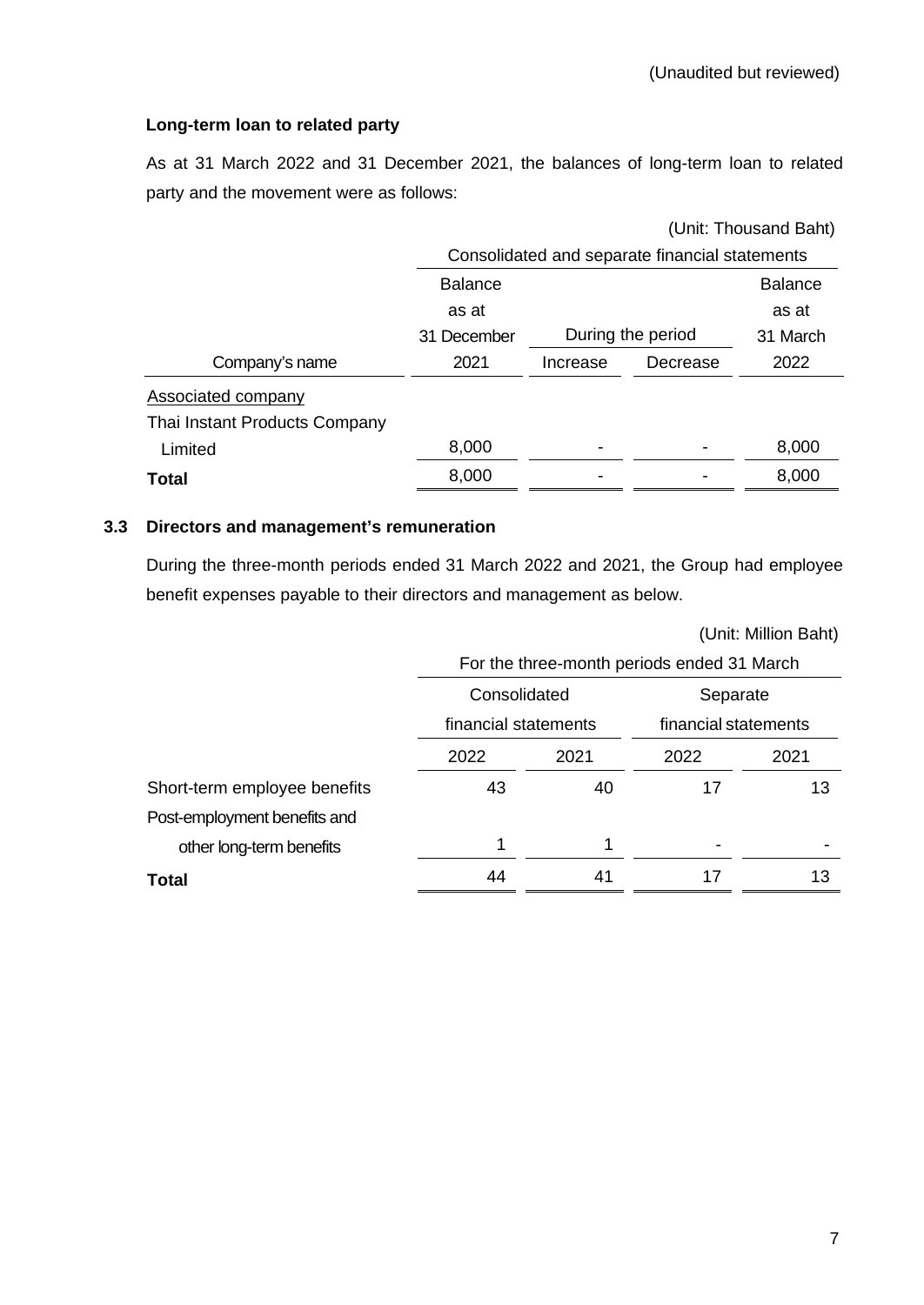(Unaudited but reviewed)

**Long-term loan to related party**

As at 31 March 2022 and 31 December 2021, the balances of long-term loan to related party and the movement were as follows:

(Unit: Thousand Baht)

| | Consolidated and separate financial statements | | | |
|---|---|---|---|---|
| | Balance as at 31 December | During the period | | Balance as at 31 March |
| Company's name | 2021 | Increase | Decrease | 2022 |
| Associated company | | | | |
| Thai Instant Products Company Limited | 8,000 | - | - | 8,000 |
| **Total** | 8,000 | - | - | 8,000 |

### 3.3 Directors and management's remuneration

During the three-month periods ended 31 March 2022 and 2021, the Group had employee benefit expenses payable to their directors and management as below.

(Unit: Million Baht)

| | For the three-month periods ended 31 March | | | |
|---|---|---|---|---|
| | Consolidated financial statements | | Separate financial statements | |
| | 2022 | 2021 | 2022 | 2021 |
| Short-term employee benefits | 43 | 40 | 17 | 13 |
| Post-employment benefits and other long-term benefits | 1 | 1 | - | - |
| **Total** | 44 | 41 | 17 | 13 |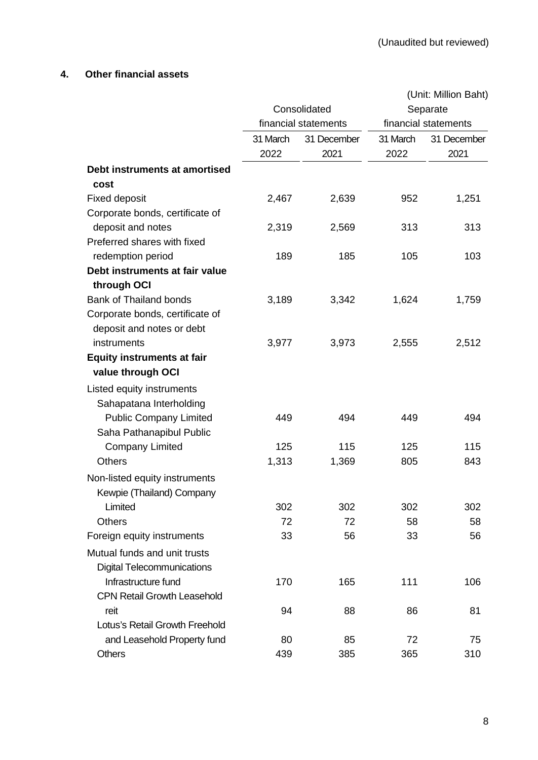(Unaudited but reviewed)

## 4. Other financial assets

(Unit: Million Baht)

| | Consolidated financial statements | | Separate financial statements | |
|---|---|---|---|---|
| | 31 March 2022 | 31 December 2021 | 31 March 2022 | 31 December 2021 |
| **Debt instruments at amortised cost** | | | | |
| Fixed deposit | 2,467 | 2,639 | 952 | 1,251 |
| Corporate bonds, certificate of deposit and notes | 2,319 | 2,569 | 313 | 313 |
| Preferred shares with fixed redemption period | 189 | 185 | 105 | 103 |
| **Debt instruments at fair value through OCI** | | | | |
| Bank of Thailand bonds | 3,189 | 3,342 | 1,624 | 1,759 |
| Corporate bonds, certificate of deposit and notes or debt instruments | 3,977 | 3,973 | 2,555 | 2,512 |
| **Equity instruments at fair value through OCI** | | | | |
| Listed equity instruments | | | | |
| Sahapatana Interholding Public Company Limited | 449 | 494 | 449 | 494 |
| Saha Pathanapibul Public Company Limited | 125 | 115 | 125 | 115 |
| Others | 1,313 | 1,369 | 805 | 843 |
| Non-listed equity instruments | | | | |
| Kewpie (Thailand) Company Limited | 302 | 302 | 302 | 302 |
| Others | 72 | 72 | 58 | 58 |
| Foreign equity instruments | 33 | 56 | 33 | 56 |
| Mutual funds and unit trusts | | | | |
| Digital Telecommunications Infrastructure fund | 170 | 165 | 111 | 106 |
| CPN Retail Growth Leasehold reit | 94 | 88 | 86 | 81 |
| Lotus's Retail Growth Freehold and Leasehold Property fund | 80 | 85 | 72 | 75 |
| Others | 439 | 385 | 365 | 310 |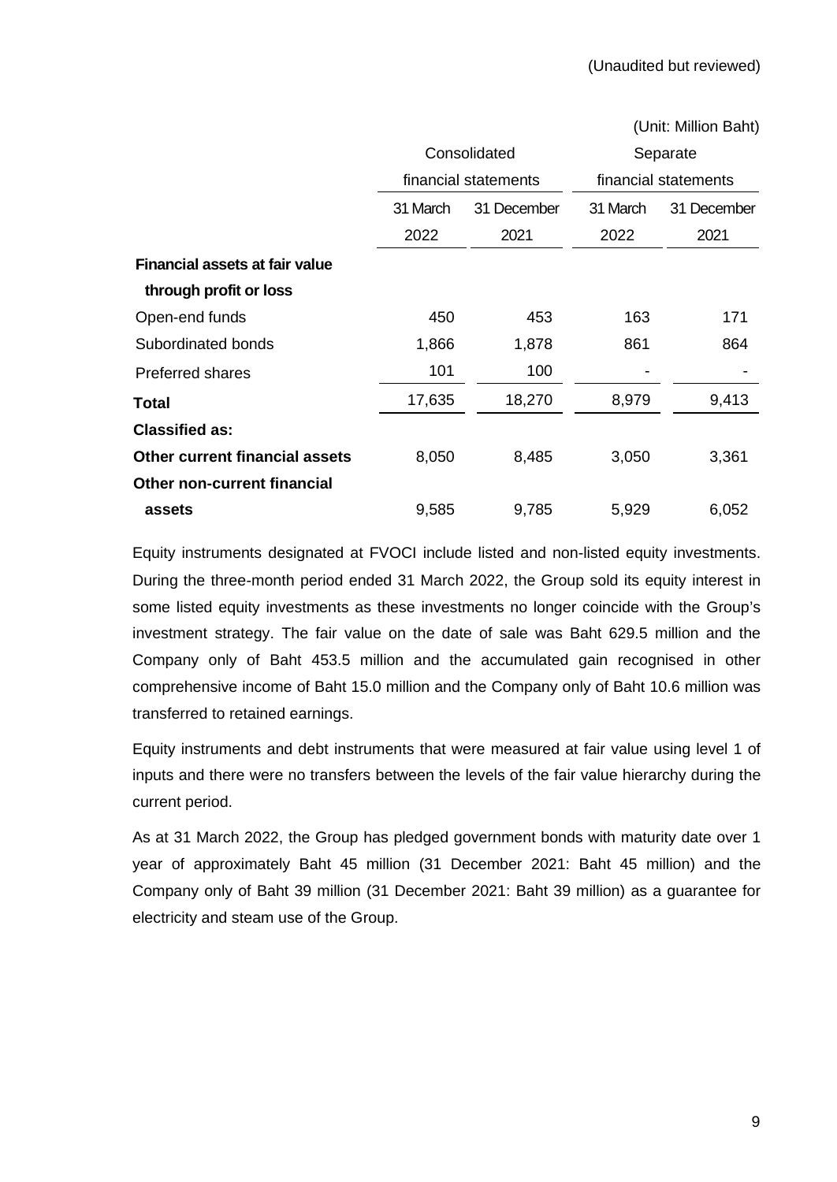(Unaudited but reviewed)

(Unit: Million Baht)

| | Consolidated financial statements | | Separate financial statements | |
|---|---|---|---|---|
| | 31 March 2022 | 31 December 2021 | 31 March 2022 | 31 December 2021 |
| **Financial assets at fair value through profit or loss** | | | | |
| Open-end funds | 450 | 453 | 163 | 171 |
| Subordinated bonds | 1,866 | 1,878 | 861 | 864 |
| Preferred shares | 101 | 100 | - | - |
| **Total** | 17,635 | 18,270 | 8,979 | 9,413 |
| **Classified as:** | | | | |
| **Other current financial assets** | 8,050 | 8,485 | 3,050 | 3,361 |
| **Other non-current financial assets** | 9,585 | 9,785 | 5,929 | 6,052 |

Equity instruments designated at FVOCI include listed and non-listed equity investments. During the three-month period ended 31 March 2022, the Group sold its equity interest in some listed equity investments as these investments no longer coincide with the Group's investment strategy. The fair value on the date of sale was Baht 629.5 million and the Company only of Baht 453.5 million and the accumulated gain recognised in other comprehensive income of Baht 15.0 million and the Company only of Baht 10.6 million was transferred to retained earnings.

Equity instruments and debt instruments that were measured at fair value using level 1 of inputs and there were no transfers between the levels of the fair value hierarchy during the current period.

As at 31 March 2022, the Group has pledged government bonds with maturity date over 1 year of approximately Baht 45 million (31 December 2021: Baht 45 million) and the Company only of Baht 39 million (31 December 2021: Baht 39 million) as a guarantee for electricity and steam use of the Group.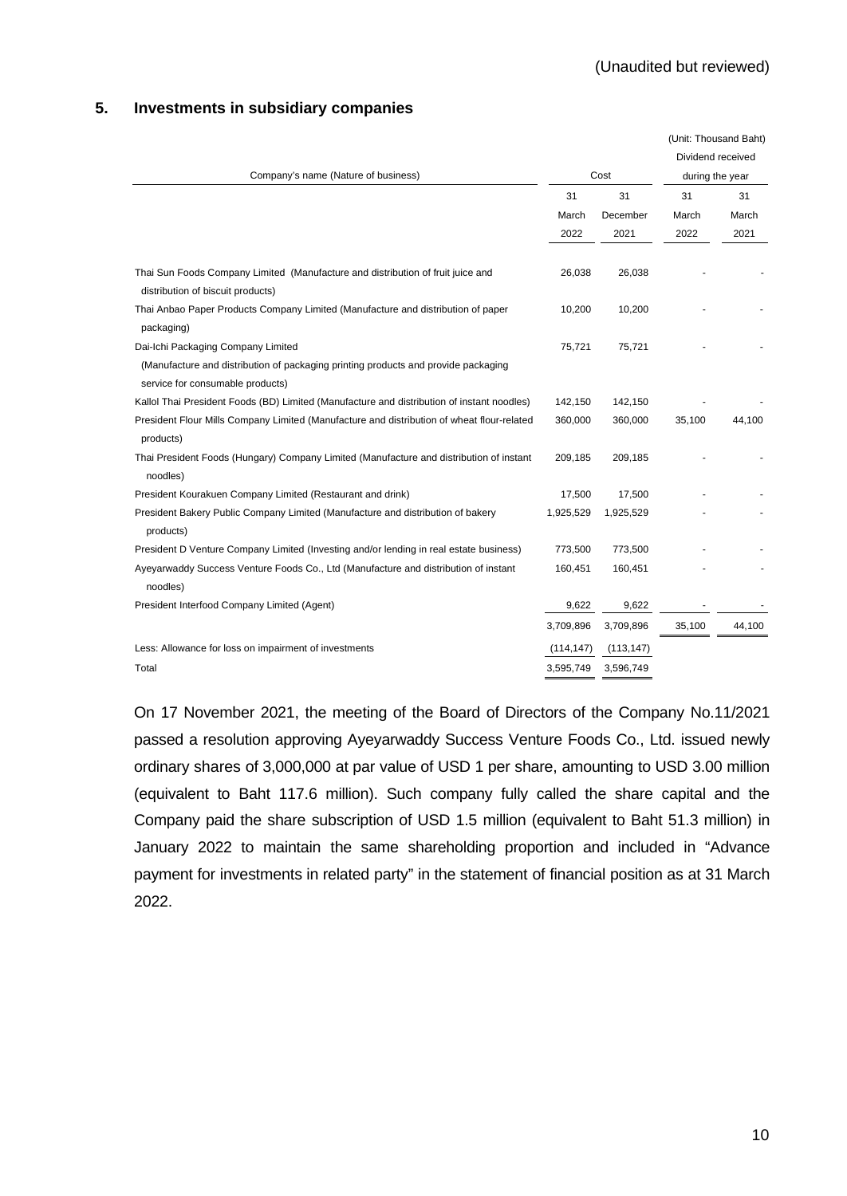(Unaudited but reviewed)

## 5. Investments in subsidiary companies

(Unit: Thousand Baht)

| Company's name (Nature of business) | Cost | | Dividend received during the year | |
|---|---|---|---|---|
| | 31 March 2022 | 31 December 2021 | 31 March 2022 | 31 March 2021 |
| Thai Sun Foods Company Limited (Manufacture and distribution of fruit juice and distribution of biscuit products) | 26,038 | 26,038 | - | - |
| Thai Anbao Paper Products Company Limited (Manufacture and distribution of paper packaging) | 10,200 | 10,200 | - | - |
| Dai-Ichi Packaging Company Limited (Manufacture and distribution of packaging printing products and provide packaging service for consumable products) | 75,721 | 75,721 | - | - |
| Kallol Thai President Foods (BD) Limited (Manufacture and distribution of instant noodles) | 142,150 | 142,150 | - | - |
| President Flour Mills Company Limited (Manufacture and distribution of wheat flour-related products) | 360,000 | 360,000 | 35,100 | 44,100 |
| Thai President Foods (Hungary) Company Limited (Manufacture and distribution of instant noodles) | 209,185 | 209,185 | - | - |
| President Kourakuen Company Limited (Restaurant and drink) | 17,500 | 17,500 | - | - |
| President Bakery Public Company Limited (Manufacture and distribution of bakery products) | 1,925,529 | 1,925,529 | - | - |
| President D Venture Company Limited (Investing and/or lending in real estate business) | 773,500 | 773,500 | - | - |
| Ayeyarwaddy Success Venture Foods Co., Ltd (Manufacture and distribution of instant noodles) | 160,451 | 160,451 | - | - |
| President Interfood Company Limited (Agent) | 9,622 | 9,622 | - | - |
| | 3,709,896 | 3,709,896 | 35,100 | 44,100 |
| Less: Allowance for loss on impairment of investments | (114,147) | (113,147) | | |
| Total | 3,595,749 | 3,596,749 | | |

On 17 November 2021, the meeting of the Board of Directors of the Company No.11/2021 passed a resolution approving Ayeyarwaddy Success Venture Foods Co., Ltd. issued newly ordinary shares of 3,000,000 at par value of USD 1 per share, amounting to USD 3.00 million (equivalent to Baht 117.6 million). Such company fully called the share capital and the Company paid the share subscription of USD 1.5 million (equivalent to Baht 51.3 million) in January 2022 to maintain the same shareholding proportion and included in "Advance payment for investments in related party" in the statement of financial position as at 31 March 2022.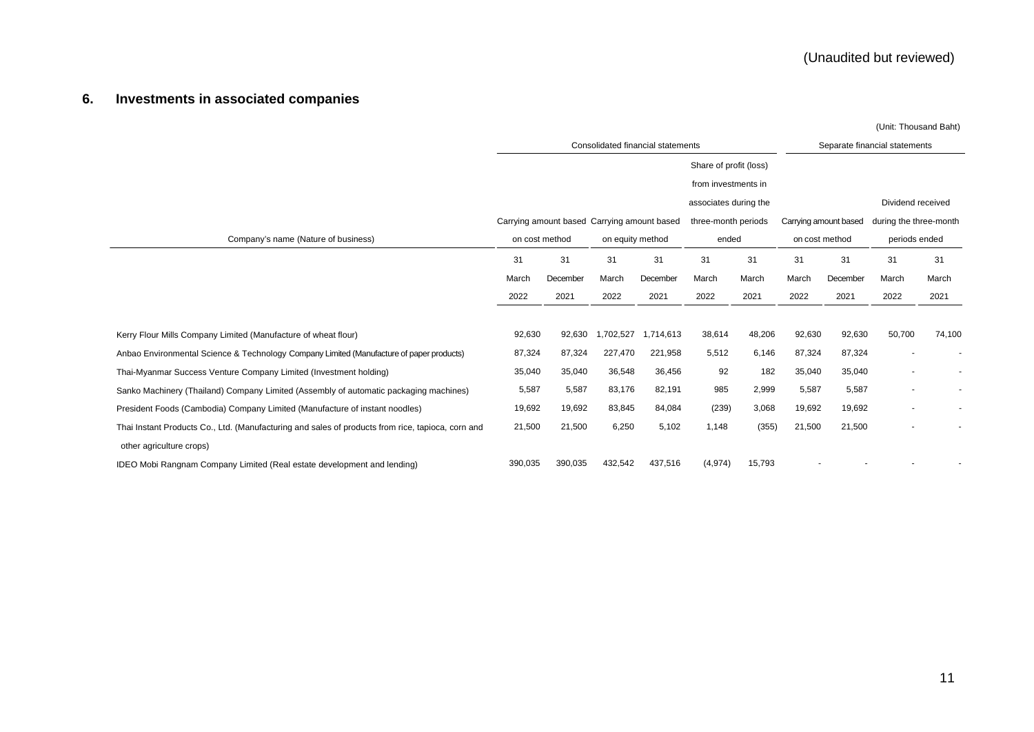(Unaudited but reviewed)

## 6. Investments in associated companies

(Unit: Thousand Baht)

| Company's name (Nature of business) | Consolidated financial statements | | | | | | Separate financial statements | | | |
|---|---|---|---|---|---|---|---|---|---|---|
| | Carrying amount based on cost method | | Carrying amount based on equity method | | Share of profit (loss) from investments in associates during the three-month periods ended | | Carrying amount based on cost method | | Dividend received during the three-month periods ended | |
| | 31 March 2022 | 31 December 2021 | 31 March 2022 | 31 December 2021 | 31 March 2022 | 31 March 2021 | 31 March 2022 | 31 December 2021 | 31 March 2022 | 31 March 2021 |
| Kerry Flour Mills Company Limited (Manufacture of wheat flour) | 92,630 | 92,630 | 1,702,527 | 1,714,613 | 38,614 | 48,206 | 92,630 | 92,630 | 50,700 | 74,100 |
| Anbao Environmental Science & Technology Company Limited (Manufacture of paper products) | 87,324 | 87,324 | 227,470 | 221,958 | 5,512 | 6,146 | 87,324 | 87,324 | - | - |
| Thai-Myanmar Success Venture Company Limited (Investment holding) | 35,040 | 35,040 | 36,548 | 36,456 | 92 | 182 | 35,040 | 35,040 | - | - |
| Sanko Machinery (Thailand) Company Limited (Assembly of automatic packaging machines) | 5,587 | 5,587 | 83,176 | 82,191 | 985 | 2,999 | 5,587 | 5,587 | - | - |
| President Foods (Cambodia) Company Limited (Manufacture of instant noodles) | 19,692 | 19,692 | 83,845 | 84,084 | (239) | 3,068 | 19,692 | 19,692 | - | - |
| Thai Instant Products Co., Ltd. (Manufacturing and sales of products from rice, tapioca, corn and other agriculture crops) | 21,500 | 21,500 | 6,250 | 5,102 | 1,148 | (355) | 21,500 | 21,500 | - | - |
| IDEO Mobi Rangnam Company Limited (Real estate development and lending) | 390,035 | 390,035 | 432,542 | 437,516 | (4,974) | 15,793 | - | - | - | - |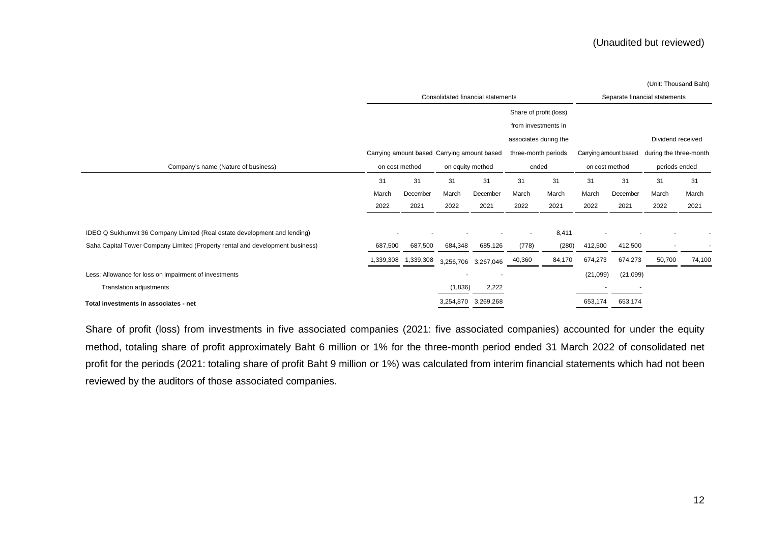(Unaudited but reviewed)

(Unit: Thousand Baht)

| Company's name (Nature of business) | Consolidated financial statements | | | | | | Separate financial statements | | | |
|---|---|---|---|---|---|---|---|---|---|---|
| | Carrying amount based on cost method | | Carrying amount based on equity method | | Share of profit (loss) from investments in associates during the three-month periods ended | | Carrying amount based on cost method | | Dividend received during the three-month periods ended | |
| | 31 March 2022 | 31 December 2021 | 31 March 2022 | 31 December 2021 | 31 March 2022 | 31 March 2021 | 31 March 2022 | 31 December 2021 | 31 March 2022 | 31 March 2021 |
| IDEO Q Sukhumvit 36 Company Limited (Real estate development and lending) | - | - | - | - | - | 8,411 | - | - | - | - |
| Saha Capital Tower Company Limited (Property rental and development business) | 687,500 | 687,500 | 684,348 | 685,126 | (778) | (280) | 412,500 | 412,500 | - | - |
| | 1,339,308 | 1,339,308 | 3,256,706 | 3,267,046 | 40,360 | 84,170 | 674,273 | 674,273 | 50,700 | 74,100 |
| Less: Allowance for loss on impairment of investments | | | - | - | | | (21,099) | (21,099) | | |
| Translation adjustments | | | (1,836) | 2,222 | | | - | - | | |
| **Total investments in associates - net** | | | 3,254,870 | 3,269,268 | | | 653,174 | 653,174 | | |

Share of profit (loss) from investments in five associated companies (2021: five associated companies) accounted for under the equity method, totaling share of profit approximately Baht 6 million or 1% for the three-month period ended 31 March 2022 of consolidated net profit for the periods (2021: totaling share of profit Baht 9 million or 1%) was calculated from interim financial statements which had not been reviewed by the auditors of those associated companies.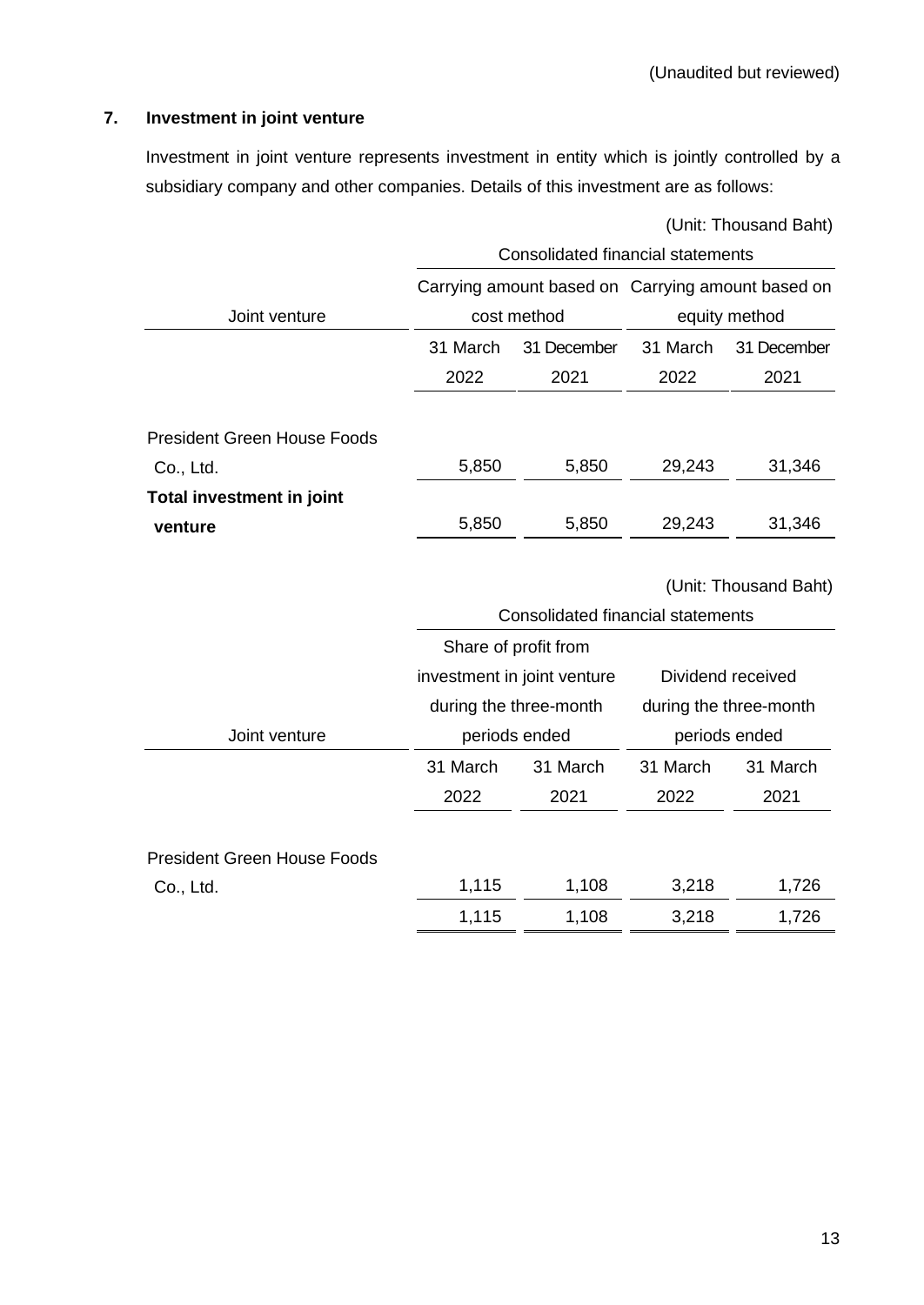(Unaudited but reviewed)

## 7. Investment in joint venture

Investment in joint venture represents investment in entity which is jointly controlled by a subsidiary company and other companies. Details of this investment are as follows:

(Unit: Thousand Baht)

| | Consolidated financial statements | | | |
|---|---|---|---|---|
| | Carrying amount based on cost method | | Carrying amount based on equity method | |
| Joint venture | 31 March 2022 | 31 December 2021 | 31 March 2022 | 31 December 2021 |
| President Green House Foods Co., Ltd. | 5,850 | 5,850 | 29,243 | 31,346 |
| **Total investment in joint venture** | 5,850 | 5,850 | 29,243 | 31,346 |

(Unit: Thousand Baht)

| | Consolidated financial statements | | | |
|---|---|---|---|---|
| | Share of profit from investment in joint venture during the three-month periods ended | | Dividend received during the three-month periods ended | |
| Joint venture | 31 March 2022 | 31 March 2021 | 31 March 2022 | 31 March 2021 |
| President Green House Foods Co., Ltd. | 1,115 | 1,108 | 3,218 | 1,726 |
| | 1,115 | 1,108 | 3,218 | 1,726 |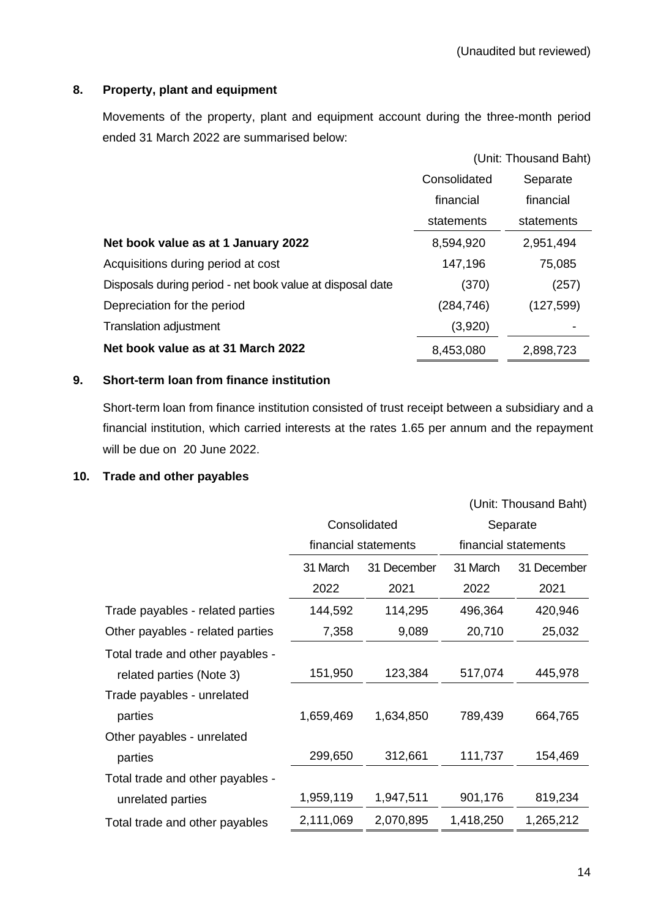(Unaudited but reviewed)

## 8. Property, plant and equipment

Movements of the property, plant and equipment account during the three-month period ended 31 March 2022 are summarised below:

(Unit: Thousand Baht)

| | Consolidated financial statements | Separate financial statements |
|---|---|---|
| **Net book value as at 1 January 2022** | 8,594,920 | 2,951,494 |
| Acquisitions during period at cost | 147,196 | 75,085 |
| Disposals during period - net book value at disposal date | (370) | (257) |
| Depreciation for the period | (284,746) | (127,599) |
| Translation adjustment | (3,920) | - |
| **Net book value as at 31 March 2022** | 8,453,080 | 2,898,723 |

## 9. Short-term loan from finance institution

Short-term loan from finance institution consisted of trust receipt between a subsidiary and a financial institution, which carried interests at the rates 1.65 per annum and the repayment will be due on 20 June 2022.

## 10. Trade and other payables

(Unit: Thousand Baht)

| | Consolidated financial statements | | Separate financial statements | |
|---|---|---|---|---|
| | 31 March 2022 | 31 December 2021 | 31 March 2022 | 31 December 2021 |
| Trade payables - related parties | 144,592 | 114,295 | 496,364 | 420,946 |
| Other payables - related parties | 7,358 | 9,089 | 20,710 | 25,032 |
| Total trade and other payables - related parties (Note 3) | 151,950 | 123,384 | 517,074 | 445,978 |
| Trade payables - unrelated parties | 1,659,469 | 1,634,850 | 789,439 | 664,765 |
| Other payables - unrelated parties | 299,650 | 312,661 | 111,737 | 154,469 |
| Total trade and other payables - unrelated parties | 1,959,119 | 1,947,511 | 901,176 | 819,234 |
| Total trade and other payables | 2,111,069 | 2,070,895 | 1,418,250 | 1,265,212 |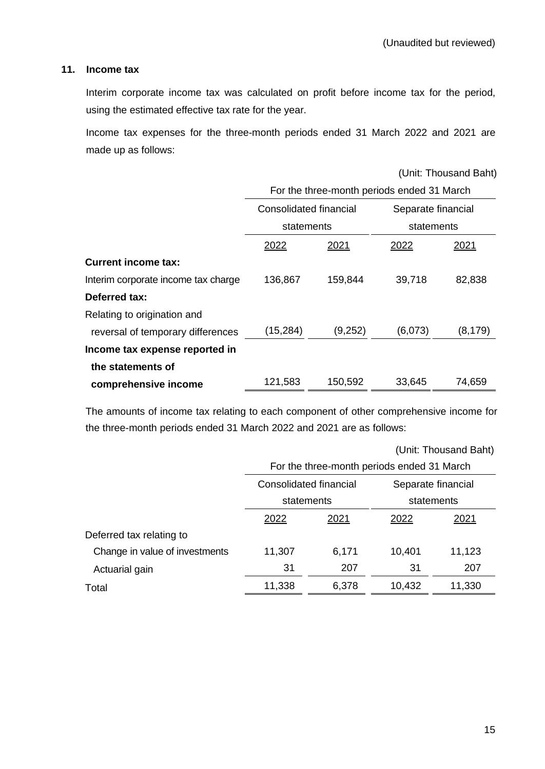(Unaudited but reviewed)

## 11. Income tax

Interim corporate income tax was calculated on profit before income tax for the period, using the estimated effective tax rate for the year.

Income tax expenses for the three-month periods ended 31 March 2022 and 2021 are made up as follows:

(Unit: Thousand Baht)

| | For the three-month periods ended 31 March | | | |
|---|---|---|---|---|
| | Consolidated financial statements | | Separate financial statements | |
| | 2022 | 2021 | 2022 | 2021 |
| **Current income tax:** | | | | |
| Interim corporate income tax charge | 136,867 | 159,844 | 39,718 | 82,838 |
| **Deferred tax:** | | | | |
| Relating to origination and reversal of temporary differences | (15,284) | (9,252) | (6,073) | (8,179) |
| **Income tax expense reported in the statements of comprehensive income** | 121,583 | 150,592 | 33,645 | 74,659 |

The amounts of income tax relating to each component of other comprehensive income for the three-month periods ended 31 March 2022 and 2021 are as follows:

(Unit: Thousand Baht)

| | For the three-month periods ended 31 March | | | |
|---|---|---|---|---|
| | Consolidated financial statements | | Separate financial statements | |
| | 2022 | 2021 | 2022 | 2021 |
| Deferred tax relating to | | | | |
| Change in value of investments | 11,307 | 6,171 | 10,401 | 11,123 |
| Actuarial gain | 31 | 207 | 31 | 207 |
| Total | 11,338 | 6,378 | 10,432 | 11,330 |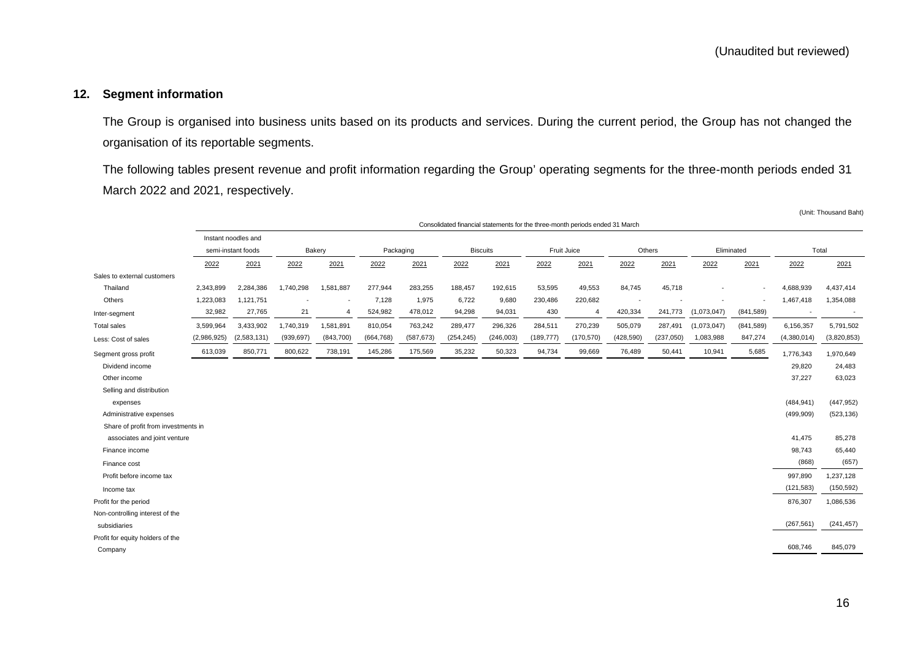(Unaudited but reviewed)

## 12. Segment information

The Group is organised into business units based on its products and services. During the current period, the Group has not changed the organisation of its reportable segments.

The following tables present revenue and profit information regarding the Group' operating segments for the three-month periods ended 31 March 2022 and 2021, respectively.

(Unit: Thousand Baht)

| | Consolidated financial statements for the three-month periods ended 31 March | | | | | | | | | | | | | | | |
|---|---|---|---|---|---|---|---|---|---|---|---|---|---|---|---|---|
| | Instant noodles and semi-instant foods | | Bakery | | Packaging | | Biscuits | | Fruit Juice | | Others | | Eliminated | | Total | |
| | 2022 | 2021 | 2022 | 2021 | 2022 | 2021 | 2022 | 2021 | 2022 | 2021 | 2022 | 2021 | 2022 | 2021 | 2022 | 2021 |
| Sales to external customers | | | | | | | | | | | | | | | | |
| Thailand | 2,343,899 | 2,284,386 | 1,740,298 | 1,581,887 | 277,944 | 283,255 | 188,457 | 192,615 | 53,595 | 49,553 | 84,745 | 45,718 | - | - | 4,688,939 | 4,437,414 |
| Others | 1,223,083 | 1,121,751 | - | - | 7,128 | 1,975 | 6,722 | 9,680 | 230,486 | 220,682 | - | - | - | - | 1,467,418 | 1,354,088 |
| Inter-segment | 32,982 | 27,765 | 21 | 4 | 524,982 | 478,012 | 94,298 | 94,031 | 430 | 4 | 420,334 | 241,773 | (1,073,047) | (841,589) | - | - |
| Total sales | 3,599,964 | 3,433,902 | 1,740,319 | 1,581,891 | 810,054 | 763,242 | 289,477 | 296,326 | 284,511 | 270,239 | 505,079 | 287,491 | (1,073,047) | (841,589) | 6,156,357 | 5,791,502 |
| Less: Cost of sales | (2,986,925) | (2,583,131) | (939,697) | (843,700) | (664,768) | (587,673) | (254,245) | (246,003) | (189,777) | (170,570) | (428,590) | (237,050) | 1,083,988 | 847,274 | (4,380,014) | (3,820,853) |
| Segment gross profit | 613,039 | 850,771 | 800,622 | 738,191 | 145,286 | 175,569 | 35,232 | 50,323 | 94,734 | 99,669 | 76,489 | 50,441 | 10,941 | 5,685 | 1,776,343 | 1,970,649 |
| Dividend income | | | | | | | | | | | | | | | 29,820 | 24,483 |
| Other income | | | | | | | | | | | | | | | 37,227 | 63,023 |
| Selling and distribution expenses | | | | | | | | | | | | | | | (484,941) | (447,952) |
| Administrative expenses | | | | | | | | | | | | | | | (499,909) | (523,136) |
| Share of profit from investments in associates and joint venture | | | | | | | | | | | | | | | 41,475 | 85,278 |
| Finance income | | | | | | | | | | | | | | | 98,743 | 65,440 |
| Finance cost | | | | | | | | | | | | | | | (868) | (657) |
| Profit before income tax | | | | | | | | | | | | | | | 997,890 | 1,237,128 |
| Income tax | | | | | | | | | | | | | | | (121,583) | (150,592) |
| Profit for the period | | | | | | | | | | | | | | | 876,307 | 1,086,536 |
| Non-controlling interest of the subsidiaries | | | | | | | | | | | | | | | (267,561) | (241,457) |
| Profit for equity holders of the Company | | | | | | | | | | | | | | | 608,746 | 845,079 |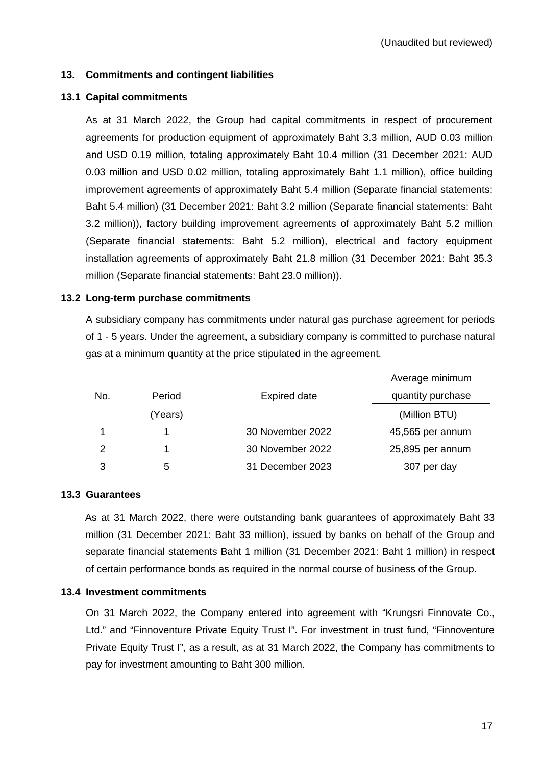(Unaudited but reviewed)

## 13. Commitments and contingent liabilities

### 13.1 Capital commitments

As at 31 March 2022, the Group had capital commitments in respect of procurement agreements for production equipment of approximately Baht 3.3 million, AUD 0.03 million and USD 0.19 million, totaling approximately Baht 10.4 million (31 December 2021: AUD 0.03 million and USD 0.02 million, totaling approximately Baht 1.1 million), office building improvement agreements of approximately Baht 5.4 million (Separate financial statements: Baht 5.4 million) (31 December 2021: Baht 3.2 million (Separate financial statements: Baht 3.2 million)), factory building improvement agreements of approximately Baht 5.2 million (Separate financial statements: Baht 5.2 million), electrical and factory equipment installation agreements of approximately Baht 21.8 million (31 December 2021: Baht 35.3 million (Separate financial statements: Baht 23.0 million)).

### 13.2 Long-term purchase commitments

A subsidiary company has commitments under natural gas purchase agreement for periods of 1 - 5 years. Under the agreement, a subsidiary company is committed to purchase natural gas at a minimum quantity at the price stipulated in the agreement.

| No. | Period | Expired date | Average minimum quantity purchase |
|---|---|---|---|
| | (Years) | | (Million BTU) |
| 1 | 1 | 30 November 2022 | 45,565 per annum |
| 2 | 1 | 30 November 2022 | 25,895 per annum |
| 3 | 5 | 31 December 2023 | 307 per day |

### 13.3 Guarantees

As at 31 March 2022, there were outstanding bank guarantees of approximately Baht 33 million (31 December 2021: Baht 33 million), issued by banks on behalf of the Group and separate financial statements Baht 1 million (31 December 2021: Baht 1 million) in respect of certain performance bonds as required in the normal course of business of the Group.

### 13.4 Investment commitments

On 31 March 2022, the Company entered into agreement with "Krungsri Finnovate Co., Ltd." and "Finnoventure Private Equity Trust I". For investment in trust fund, "Finnoventure Private Equity Trust I", as a result, as at 31 March 2022, the Company has commitments to pay for investment amounting to Baht 300 million.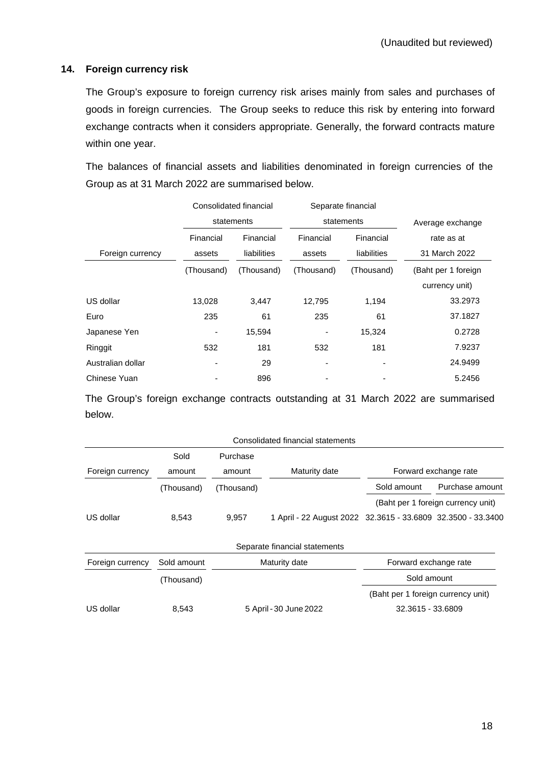(Unaudited but reviewed)

## 14. Foreign currency risk

The Group's exposure to foreign currency risk arises mainly from sales and purchases of goods in foreign currencies. The Group seeks to reduce this risk by entering into forward exchange contracts when it considers appropriate. Generally, the forward contracts mature within one year.

The balances of financial assets and liabilities denominated in foreign currencies of the Group as at 31 March 2022 are summarised below.

| Foreign currency | Consolidated financial statements | | Separate financial statements | | Average exchange rate as at 31 March 2022 |
|---|---|---|---|---|---|
| | Financial assets | Financial liabilities | Financial assets | Financial liabilities | |
| | (Thousand) | (Thousand) | (Thousand) | (Thousand) | (Baht per 1 foreign currency unit) |
| US dollar | 13,028 | 3,447 | 12,795 | 1,194 | 33.2973 |
| Euro | 235 | 61 | 235 | 61 | 37.1827 |
| Japanese Yen | - | 15,594 | - | 15,324 | 0.2728 |
| Ringgit | 532 | 181 | 532 | 181 | 7.9237 |
| Australian dollar | - | 29 | - | - | 24.9499 |
| Chinese Yuan | - | 896 | - | - | 5.2456 |

The Group's foreign exchange contracts outstanding at 31 March 2022 are summarised below.

| Consolidated financial statements | | | | | |
|---|---|---|---|---|---|
| Foreign currency | Sold amount | Purchase amount | Maturity date | Forward exchange rate | |
| | (Thousand) | (Thousand) | | Sold amount | Purchase amount |
| | | | | (Baht per 1 foreign currency unit) | |
| US dollar | 8,543 | 9,957 | 1 April - 22 August 2022 | 32.3615 - 33.6809 | 32.3500 - 33.3400 |

| Separate financial statements | | | |
|---|---|---|---|
| Foreign currency | Sold amount | Maturity date | Forward exchange rate |
| | (Thousand) | | Sold amount |
| | | | (Baht per 1 foreign currency unit) |
| US dollar | 8,543 | 5 April - 30 June 2022 | 32.3615 - 33.6809 |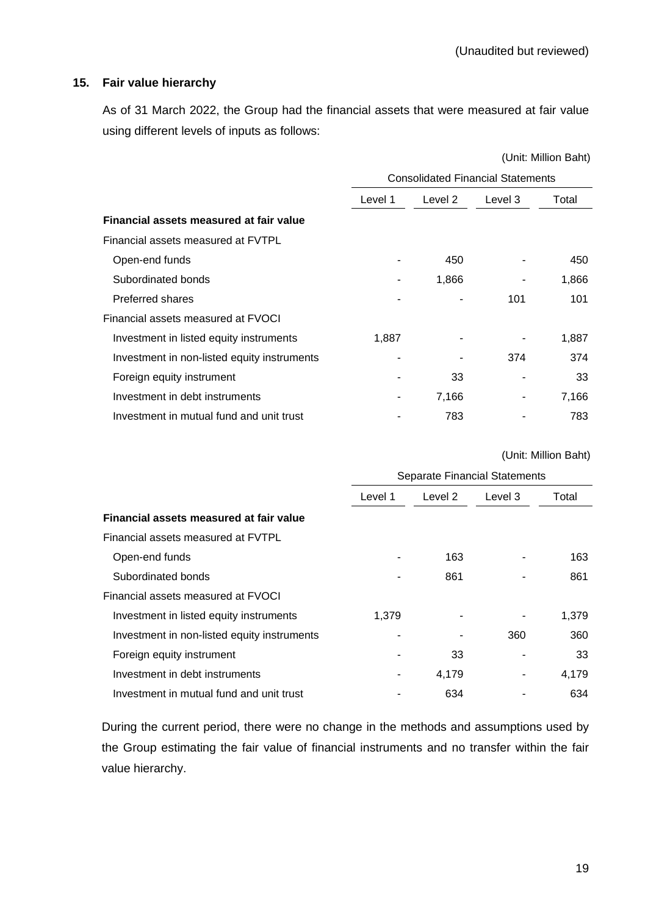(Unaudited but reviewed)

## 15. Fair value hierarchy

As of 31 March 2022, the Group had the financial assets that were measured at fair value using different levels of inputs as follows:

(Unit: Million Baht)

| | Consolidated Financial Statements | | | |
|---|---|---|---|---|
| | Level 1 | Level 2 | Level 3 | Total |
| **Financial assets measured at fair value** | | | | |
| Financial assets measured at FVTPL | | | | |
| Open-end funds | - | 450 | - | 450 |
| Subordinated bonds | - | 1,866 | - | 1,866 |
| Preferred shares | - | - | 101 | 101 |
| Financial assets measured at FVOCI | | | | |
| Investment in listed equity instruments | 1,887 | - | - | 1,887 |
| Investment in non-listed equity instruments | - | - | 374 | 374 |
| Foreign equity instrument | - | 33 | - | 33 |
| Investment in debt instruments | - | 7,166 | - | 7,166 |
| Investment in mutual fund and unit trust | - | 783 | - | 783 |

(Unit: Million Baht)

| | Separate Financial Statements | | | |
|---|---|---|---|---|
| | Level 1 | Level 2 | Level 3 | Total |
| **Financial assets measured at fair value** | | | | |
| Financial assets measured at FVTPL | | | | |
| Open-end funds | - | 163 | - | 163 |
| Subordinated bonds | - | 861 | - | 861 |
| Financial assets measured at FVOCI | | | | |
| Investment in listed equity instruments | 1,379 | - | - | 1,379 |
| Investment in non-listed equity instruments | - | - | 360 | 360 |
| Foreign equity instrument | - | 33 | - | 33 |
| Investment in debt instruments | - | 4,179 | - | 4,179 |
| Investment in mutual fund and unit trust | - | 634 | - | 634 |

During the current period, there were no change in the methods and assumptions used by the Group estimating the fair value of financial instruments and no transfer within the fair value hierarchy.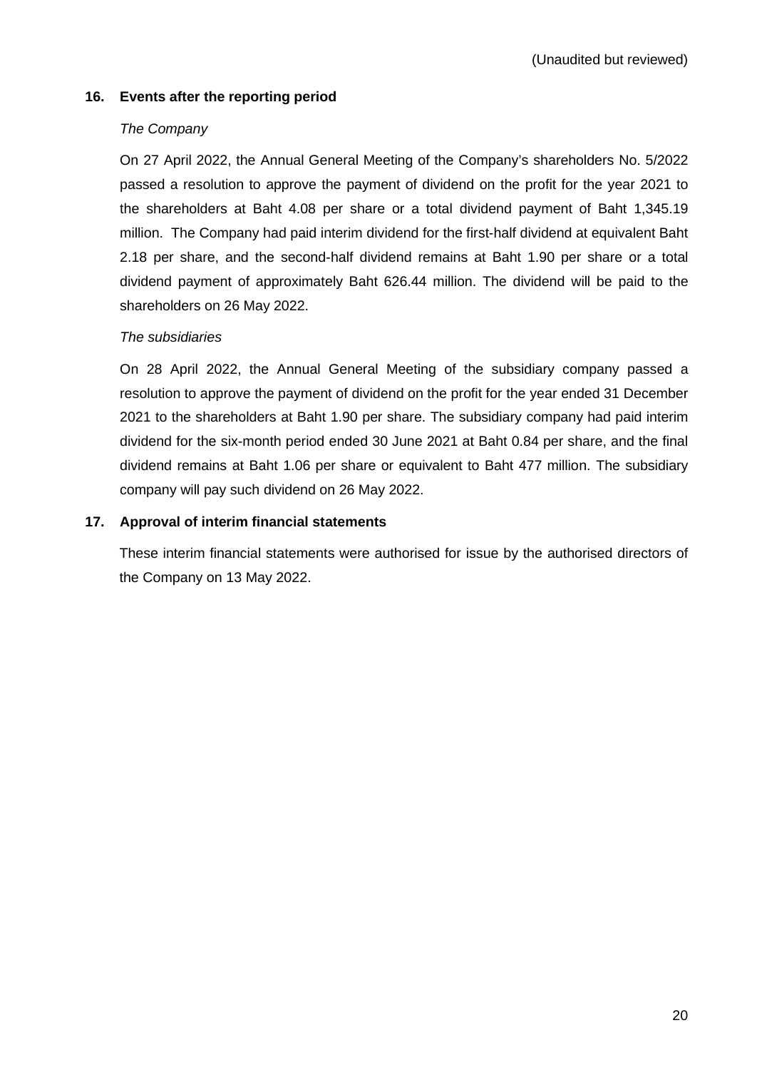(Unaudited but reviewed)

## 16. Events after the reporting period

*The Company*

On 27 April 2022, the Annual General Meeting of the Company's shareholders No. 5/2022 passed a resolution to approve the payment of dividend on the profit for the year 2021 to the shareholders at Baht 4.08 per share or a total dividend payment of Baht 1,345.19 million. The Company had paid interim dividend for the first-half dividend at equivalent Baht 2.18 per share, and the second-half dividend remains at Baht 1.90 per share or a total dividend payment of approximately Baht 626.44 million. The dividend will be paid to the shareholders on 26 May 2022.

*The subsidiaries*

On 28 April 2022, the Annual General Meeting of the subsidiary company passed a resolution to approve the payment of dividend on the profit for the year ended 31 December 2021 to the shareholders at Baht 1.90 per share. The subsidiary company had paid interim dividend for the six-month period ended 30 June 2021 at Baht 0.84 per share, and the final dividend remains at Baht 1.06 per share or equivalent to Baht 477 million. The subsidiary company will pay such dividend on 26 May 2022.

## 17. Approval of interim financial statements

These interim financial statements were authorised for issue by the authorised directors of the Company on 13 May 2022.